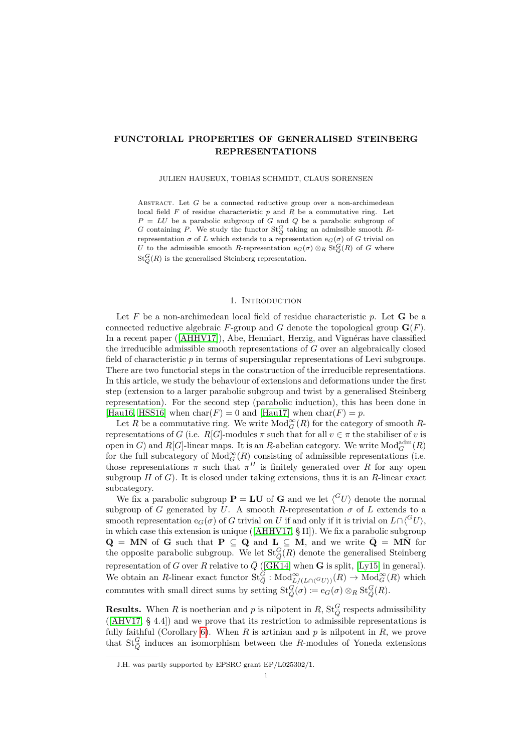# FUNCTORIAL PROPERTIES OF GENERALISED STEINBERG REPRESENTATIONS

JULIEN HAUSEUX, TOBIAS SCHMIDT, CLAUS SORENSEN

Abstract. Let $G$ be a connected reductive group over a non-archimedean local field $F$ of residue characteristic $p$ and $R$ be a commutative ring. Let $P = LU$ be a parabolic subgroup of $G$ and $Q$ be a parabolic subgroup of $G$ containing $P$. We study the functor $\mathrm{St}_Q^G$ taking an admissible smooth $R$-representation $\sigma$ of $L$ which extends to a representation $\mathrm{e}_G(\sigma)$ of $G$ trivial on $U$ to the admissible smooth $R$-representation $\mathrm{e}_G(\sigma) \otimes_R \mathrm{St}_Q^G(R)$ of $G$ where $\mathrm{St}_Q^G(R)$ is the generalised Steinberg representation.

## 1. Introduction

Let $F$ be a non-archimedean local field of residue characteristic $p$. Let $\mathbf{G}$ be a connected reductive algebraic $F$-group and $G$ denote the topological group $\mathbf{G}(F)$. In a recent paper ([AHHV17]), Abe, Henniart, Herzig, and Vignéras have classified the irreducible admissible smooth representations of $G$ over an algebraically closed field of characteristic $p$ in terms of supersingular representations of Levi subgroups. There are two functorial steps in the construction of the irreducible representations. In this article, we study the behaviour of extensions and deformations under the first step (extension to a larger parabolic subgroup and twist by a generalised Steinberg representation). For the second step (parabolic induction), this has been done in [Hau16, HSS16] when $\mathrm{char}(F) = 0$ and [Hau17] when $\mathrm{char}(F) = p$.

Let $R$ be a commutative ring. We write $\mathrm{Mod}_G^\infty(R)$ for the category of smooth $R$-representations of $G$ (i.e. $R[G]$-modules $\pi$ such that for all $v \in \pi$ the stabiliser of $v$ is open in $G$) and $R[G]$-linear maps. It is an $R$-abelian category. We write $\mathrm{Mod}_G^{\mathrm{adm}}(R)$ for the full subcategory of $\mathrm{Mod}_G^\infty(R)$ consisting of admissible representations (i.e. those representations $\pi$ such that $\pi^H$ is finitely generated over $R$ for any open subgroup $H$ of $G$). It is closed under taking extensions, thus it is an $R$-linear exact subcategory.

We fix a parabolic subgroup $\mathbf{P} = \mathbf{LU}$ of $\mathbf{G}$ and we let $\langle {}^G U \rangle$ denote the normal subgroup of $G$ generated by $U$. A smooth $R$-representation $\sigma$ of $L$ extends to a smooth representation $\mathrm{e}_G(\sigma)$ of $G$ trivial on $U$ if and only if it is trivial on $L \cap \langle {}^G U \rangle$, in which case this extension is unique ([AHHV17, § II]). We fix a parabolic subgroup $\mathbf{Q} = \mathbf{MN}$ of $\mathbf{G}$ such that $\mathbf{P} \subseteq \mathbf{Q}$ and $\mathbf{L} \subseteq \mathbf{M}$, and we write $\bar{\mathbf{Q}} = \mathbf{M}\bar{\mathbf{N}}$ for the opposite parabolic subgroup. We let $\mathrm{St}_Q^G(R)$ denote the generalised Steinberg representation of $G$ over $R$ relative to $\bar{Q}$ ([GK14] when $\mathbf{G}$ is split, [Ly15] in general). We obtain an $R$-linear exact functor $\mathrm{St}_Q^G : \mathrm{Mod}_{L/(L \cap \langle {}^G U \rangle)}^\infty(R) \to \mathrm{Mod}_G^\infty(R)$ which commutes with small direct sums by setting $\mathrm{St}_Q^G(\sigma) \coloneqq \mathrm{e}_G(\sigma) \otimes_R \mathrm{St}_Q^G(R)$.

**Results.** When $R$ is noetherian and $p$ is nilpotent in $R$, $\mathrm{St}_Q^G$ respects admissibility ([AHV17, § 4.4]) and we prove that its restriction to admissible representations is fully faithful (Corollary 6). When $R$ is artinian and $p$ is nilpotent in $R$, we prove that $\mathrm{St}_Q^G$ induces an isomorphism between the $R$-modules of Yoneda extensions

---

J.H. was partly supported by EPSRC grant EP/L025302/1.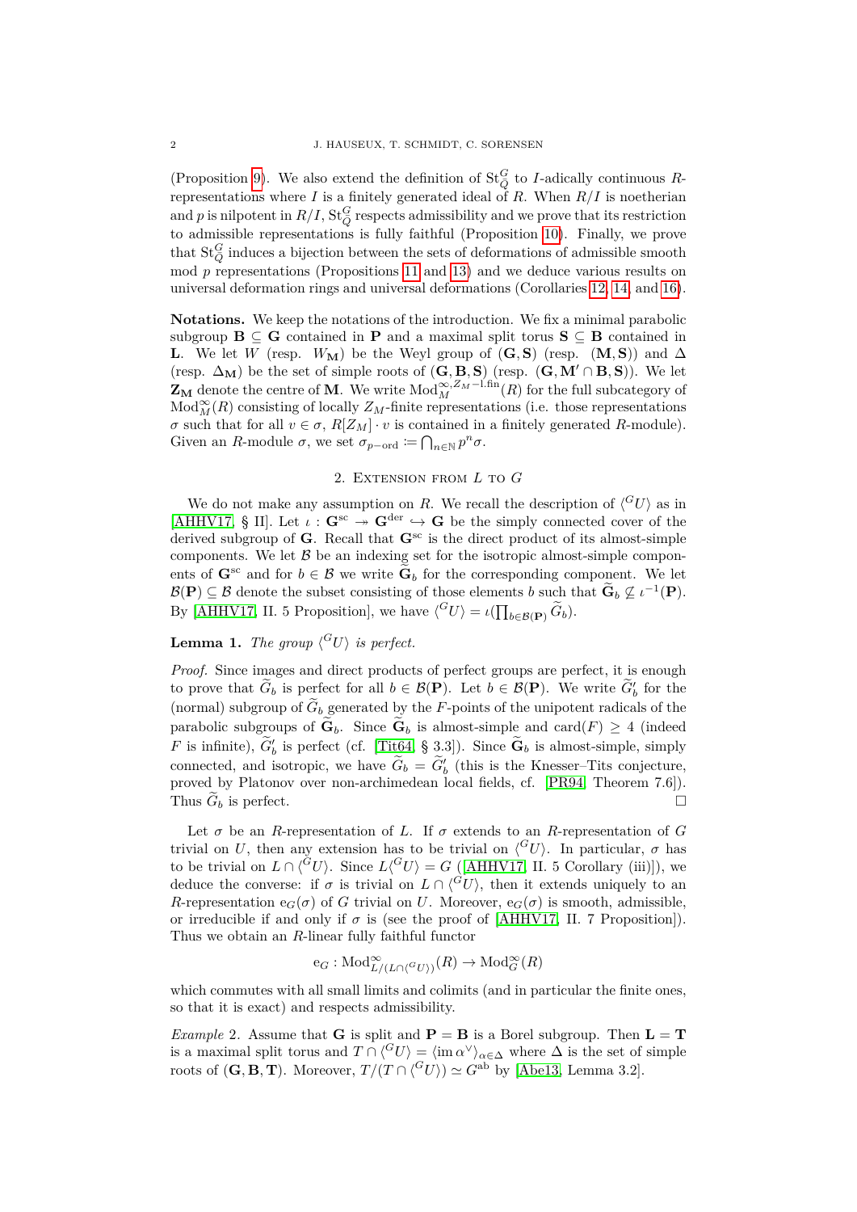(Proposition 9). We also extend the definition of $\mathrm{St}_Q^G$ to $I$-adically continuous $R$-representations where $I$ is a finitely generated ideal of $R$. When $R/I$ is noetherian and $p$ is nilpotent in $R/I$, $\mathrm{St}_Q^G$ respects admissibility and we prove that its restriction to admissible representations is fully faithful (Proposition 10). Finally, we prove that $\mathrm{St}_Q^G$ induces a bijection between the sets of deformations of admissible smooth mod $p$ representations (Propositions 11 and 13) and we deduce various results on universal deformation rings and universal deformations (Corollaries 12, 14, and 16).

**Notations.** We keep the notations of the introduction. We fix a minimal parabolic subgroup $\mathbf{B} \subseteq \mathbf{G}$ contained in $\mathbf{P}$ and a maximal split torus $\mathbf{S} \subseteq \mathbf{B}$ contained in $\mathbf{L}$. We let $W$ (resp. $W_\mathbf{M}$) be the Weyl group of $(\mathbf{G}, \mathbf{S})$ (resp. $(\mathbf{M}, \mathbf{S})$) and $\Delta$ (resp. $\Delta_\mathbf{M}$) be the set of simple roots of $(\mathbf{G}, \mathbf{B}, \mathbf{S})$ (resp. $(\mathbf{G}, \mathbf{M}' \cap \mathbf{B}, \mathbf{S})$). We let $\mathbf{Z_M}$ denote the centre of $\mathbf{M}$. We write $\mathrm{Mod}_M^{\infty, Z_M-\mathrm{l.fin}}(R)$ for the full subcategory of $\mathrm{Mod}_M^\infty(R)$ consisting of locally $Z_M$-finite representations (i.e. those representations $\sigma$ such that for all $v \in \sigma$, $R[Z_M] \cdot v$ is contained in a finitely generated $R$-module). Given an $R$-module $\sigma$, we set $\sigma_{p-\mathrm{ord}} \coloneqq \bigcap_{n \in \mathbb{N}} p^n \sigma$.

## 2. Extension from $L$ to $G$

We do not make any assumption on $R$. We recall the description of $\langle {}^G U \rangle$ as in [AHHV17, § II]. Let $\iota : \mathbf{G}^{\mathrm{sc}} \twoheadrightarrow \mathbf{G}^{\mathrm{der}} \hookrightarrow \mathbf{G}$ be the simply connected cover of the derived subgroup of $\mathbf{G}$. Recall that $\mathbf{G}^{\mathrm{sc}}$ is the direct product of its almost-simple components. We let $\mathcal{B}$ be an indexing set for the isotropic almost-simple components of $\mathbf{G}^{\mathrm{sc}}$ and for $b \in \mathcal{B}$ we write $\widetilde{\mathbf{G}}_b$ for the corresponding component. We let $\mathcal{B}(\mathbf{P}) \subseteq \mathcal{B}$ denote the subset consisting of those elements $b$ such that $\widetilde{\mathbf{G}}_b \not\subseteq \iota^{-1}(\mathbf{P})$. By [AHHV17, II. 5 Proposition], we have $\langle {}^G U \rangle = \iota(\prod_{b \in \mathcal{B}(\mathbf{P})} \widetilde{G}_b)$.

**Lemma 1.** *The group $\langle {}^G U \rangle$ is perfect.*

*Proof.* Since images and direct products of perfect groups are perfect, it is enough to prove that $\widetilde{G}_b$ is perfect for all $b \in \mathcal{B}(\mathbf{P})$. Let $b \in \mathcal{B}(\mathbf{P})$. We write $\widetilde{G}_b'$ for the (normal) subgroup of $\widetilde{G}_b$ generated by the $F$-points of the unipotent radicals of the parabolic subgroups of $\widetilde{\mathbf{G}}_b$. Since $\widetilde{\mathbf{G}}_b$ is almost-simple and $\mathrm{card}(F) \geq 4$ (indeed $F$ is infinite), $\widetilde{G}_b'$ is perfect (cf. [Tit64, § 3.3]). Since $\widetilde{\mathbf{G}}_b$ is almost-simple, simply connected, and isotropic, we have $\widetilde{G}_b = \widetilde{G}_b'$ (this is the Kneser–Tits conjecture, proved by Platonov over non-archimedean local fields, cf. [PR94, Theorem 7.6]). Thus $\widetilde{G}_b$ is perfect. □

Let $\sigma$ be an $R$-representation of $L$. If $\sigma$ extends to an $R$-representation of $G$ trivial on $U$, then any extension has to be trivial on $\langle {}^G U \rangle$. In particular, $\sigma$ has to be trivial on $L \cap \langle {}^G U \rangle$. Since $L \langle {}^G U \rangle = G$ ([AHHV17, II. 5 Corollary (iii)]), we deduce the converse: if $\sigma$ is trivial on $L \cap \langle {}^G U \rangle$, then it extends uniquely to an $R$-representation $\mathrm{e}_G(\sigma)$ of $G$ trivial on $U$. Moreover, $\mathrm{e}_G(\sigma)$ is smooth, admissible, or irreducible if and only if $\sigma$ is (see the proof of [AHHV17, II. 7 Proposition]). Thus we obtain an $R$-linear fully faithful functor

$$\mathrm{e}_G : \mathrm{Mod}_{L/(L \cap \langle {}^G U \rangle)}^\infty(R) \to \mathrm{Mod}_G^\infty(R)$$

which commutes with all small limits and colimits (and in particular the finite ones, so that it is exact) and respects admissibility.

*Example* 2. Assume that $\mathbf{G}$ is split and $\mathbf{P} = \mathbf{B}$ is a Borel subgroup. Then $\mathbf{L} = \mathbf{T}$ is a maximal split torus and $T \cap \langle {}^G U \rangle = \langle \mathrm{im}\, \alpha^\vee \rangle_{\alpha \in \Delta}$ where $\Delta$ is the set of simple roots of $(\mathbf{G}, \mathbf{B}, \mathbf{T})$. Moreover, $T/(T \cap \langle {}^G U \rangle) \simeq G^{\mathrm{ab}}$ by [Abe13, Lemma 3.2].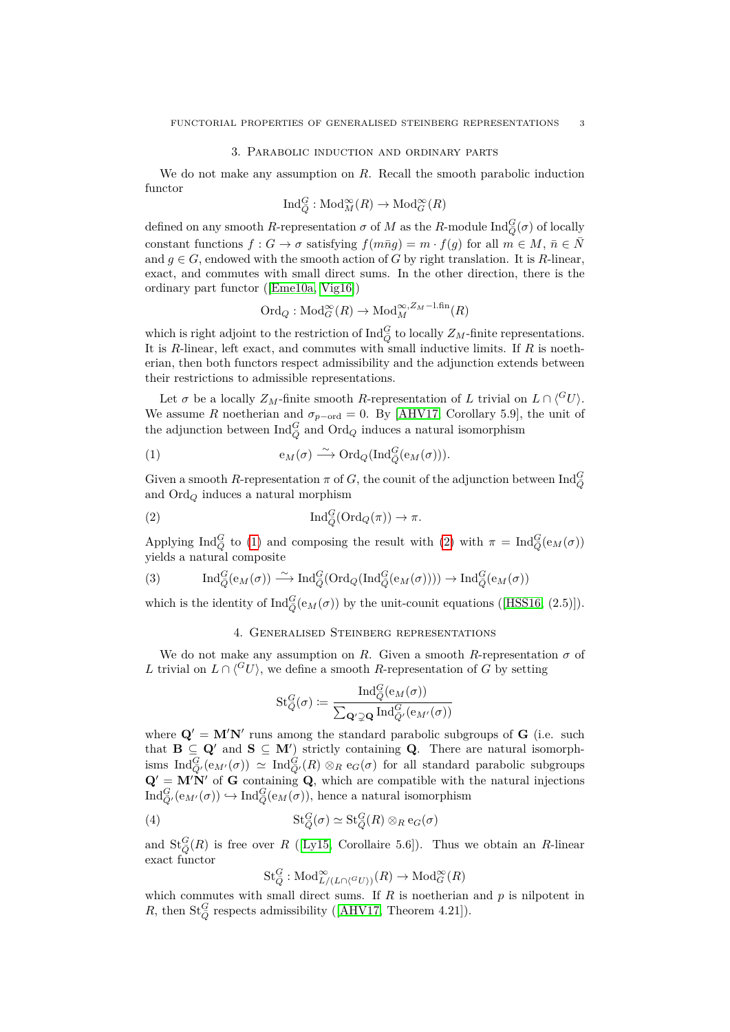## 3. Parabolic induction and ordinary parts

We do not make any assumption on $R$. Recall the smooth parabolic induction functor

$$\mathrm{Ind}_{\bar{Q}}^{G} : \mathrm{Mod}_{M}^{\infty}(R) \to \mathrm{Mod}_{G}^{\infty}(R)$$

defined on any smooth $R$-representation $\sigma$ of $M$ as the $R$-module $\mathrm{Ind}_{\bar{Q}}^{G}(\sigma)$ of locally constant functions $f : G \to \sigma$ satisfying $f(m\bar{n}g) = m \cdot f(g)$ for all $m \in M$, $\bar{n} \in \bar{N}$ and $g \in G$, endowed with the smooth action of $G$ by right translation. It is $R$-linear, exact, and commutes with small direct sums. In the other direction, there is the ordinary part functor ([Eme10a, Vig16])

$$\mathrm{Ord}_{Q} : \mathrm{Mod}_{G}^{\infty}(R) \to \mathrm{Mod}_{M}^{\infty, Z_M\text{-l.fin}}(R)$$

which is right adjoint to the restriction of $\mathrm{Ind}_{\bar{Q}}^{G}$ to locally $Z_M$-finite representations. It is $R$-linear, left exact, and commutes with small inductive limits. If $R$ is noetherian, then both functors respect admissibility and the adjunction extends between their restrictions to admissible representations.

Let $\sigma$ be a locally $Z_M$-finite smooth $R$-representation of $L$ trivial on $L \cap \langle {}^{G}U \rangle$. We assume $R$ noetherian and $\sigma_{p-\mathrm{ord}} = 0$. By [AHV17, Corollary 5.9], the unit of the adjunction between $\mathrm{Ind}_{\bar{Q}}^{G}$ and $\mathrm{Ord}_{Q}$ induces a natural isomorphism

$$\mathrm{e}_M(\sigma) \xrightarrow{\sim} \mathrm{Ord}_Q(\mathrm{Ind}_{\bar{Q}}^{G}(\mathrm{e}_M(\sigma))). \tag{1}$$

Given a smooth $R$-representation $\pi$ of $G$, the counit of the adjunction between $\mathrm{Ind}_{\bar{Q}}^{G}$ and $\mathrm{Ord}_{Q}$ induces a natural morphism

$$\mathrm{Ind}_{\bar{Q}}^{G}(\mathrm{Ord}_Q(\pi)) \to \pi. \tag{2}$$

Applying $\mathrm{Ind}_{\bar{Q}}^{G}$ to (1) and composing the result with (2) with $\pi = \mathrm{Ind}_{\bar{Q}}^{G}(\mathrm{e}_M(\sigma))$ yields a natural composite

$$\mathrm{Ind}_{\bar{Q}}^{G}(\mathrm{e}_M(\sigma)) \xrightarrow{\sim} \mathrm{Ind}_{\bar{Q}}^{G}(\mathrm{Ord}_Q(\mathrm{Ind}_{\bar{Q}}^{G}(\mathrm{e}_M(\sigma)))) \to \mathrm{Ind}_{\bar{Q}}^{G}(\mathrm{e}_M(\sigma)) \tag{3}$$

which is the identity of $\mathrm{Ind}_{\bar{Q}}^{G}(\mathrm{e}_M(\sigma))$ by the unit-counit equations ([HSS16, (2.5)]).

## 4. Generalised Steinberg representations

We do not make any assumption on $R$. Given a smooth $R$-representation $\sigma$ of $L$ trivial on $L \cap \langle {}^{G}U \rangle$, we define a smooth $R$-representation of $G$ by setting

$$\mathrm{St}_{Q}^{G}(\sigma) \coloneqq \frac{\mathrm{Ind}_{\bar{Q}}^{G}(\mathrm{e}_M(\sigma))}{\sum_{\mathbf{Q}' \supsetneq \mathbf{Q}} \mathrm{Ind}_{\bar{Q}'}^{G}(\mathrm{e}_{M'}(\sigma))}$$

where $\mathbf{Q}' = \mathbf{M}'\mathbf{N}'$ runs among the standard parabolic subgroups of $\mathbf{G}$ (i.e. such that $\mathbf{B} \subseteq \mathbf{Q}'$ and $\mathbf{S} \subseteq \mathbf{M}'$) strictly containing $\mathbf{Q}$. There are natural isomorphisms $\mathrm{Ind}_{\bar{Q}'}^{G}(\mathrm{e}_{M'}(\sigma)) \simeq \mathrm{Ind}_{\bar{Q}'}^{G}(R) \otimes_R \mathrm{e}_G(\sigma)$ for all standard parabolic subgroups $\mathbf{Q}' = \mathbf{M}'\mathbf{N}'$ of $\mathbf{G}$ containing $\mathbf{Q}$, which are compatible with the natural injections $\mathrm{Ind}_{\bar{Q}'}^{G}(\mathrm{e}_{M'}(\sigma)) \hookrightarrow \mathrm{Ind}_{\bar{Q}}^{G}(\mathrm{e}_M(\sigma))$, hence a natural isomorphism

$$\mathrm{St}_{Q}^{G}(\sigma) \simeq \mathrm{St}_{Q}^{G}(R) \otimes_R \mathrm{e}_G(\sigma) \tag{4}$$

and $\mathrm{St}_{Q}^{G}(R)$ is free over $R$ ([Ly15, Corollaire 5.6]). Thus we obtain an $R$-linear exact functor

$$\mathrm{St}_{Q}^{G} : \mathrm{Mod}_{L/(L \cap \langle {}^{G}U \rangle)}^{\infty}(R) \to \mathrm{Mod}_{G}^{\infty}(R)$$

which commutes with small direct sums. If $R$ is noetherian and $p$ is nilpotent in $R$, then $\mathrm{St}_{Q}^{G}$ respects admissibility ([AHV17, Theorem 4.21]).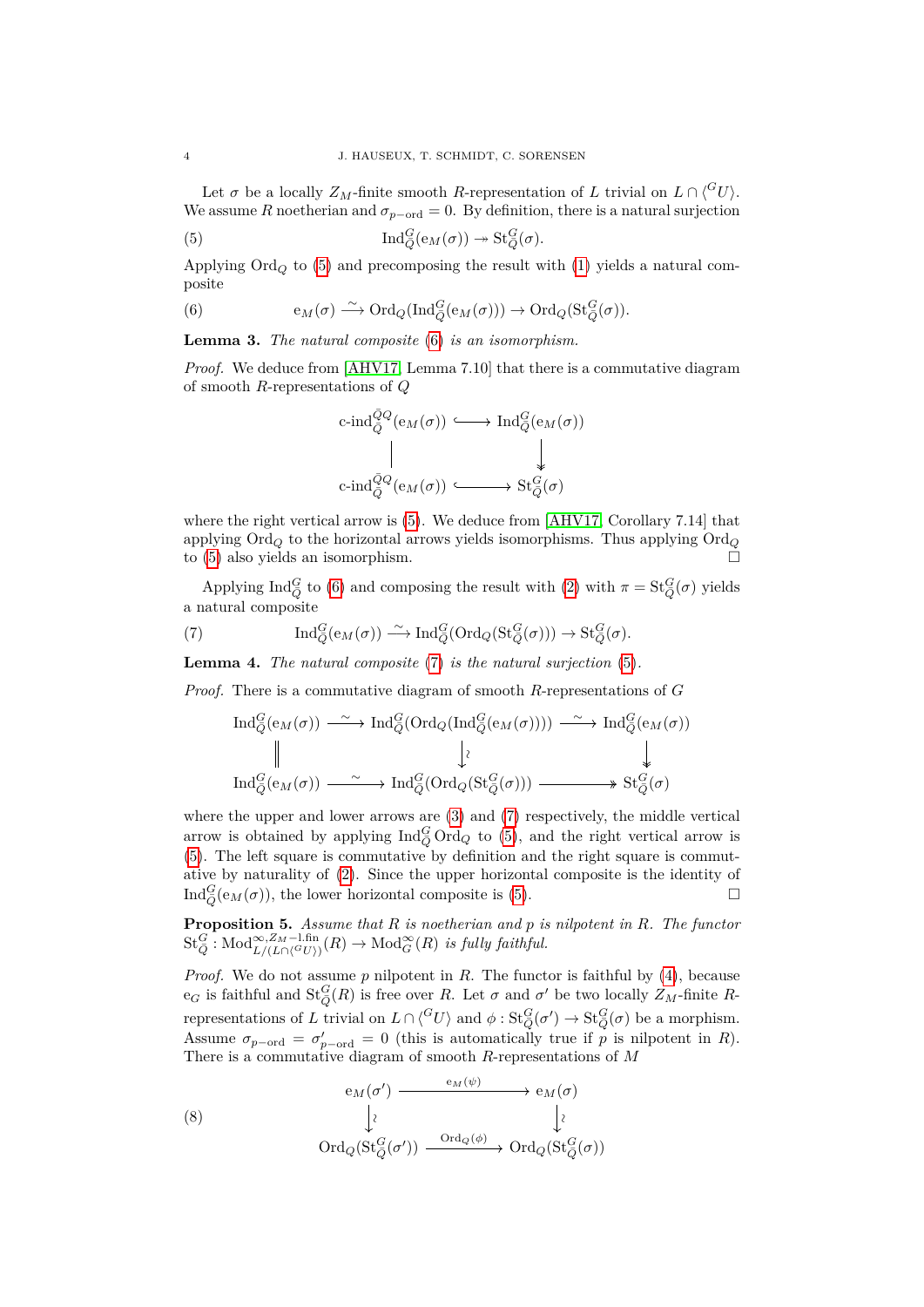Let $\sigma$ be a locally $Z_M$-finite smooth $R$-representation of $L$ trivial on $L \cap \langle {}^G U \rangle$. We assume $R$ noetherian and $\sigma_{p-\mathrm{ord}} = 0$. By definition, there is a natural surjection

$$\mathrm{Ind}_{\bar{Q}}^G(\mathrm{e}_M(\sigma)) \twoheadrightarrow \mathrm{St}_Q^G(\sigma). \tag{5}$$

Applying $\mathrm{Ord}_Q$ to (5) and precomposing the result with (1) yields a natural composite

$$\mathrm{e}_M(\sigma) \xrightarrow{\sim} \mathrm{Ord}_Q(\mathrm{Ind}_{\bar{Q}}^G(\mathrm{e}_M(\sigma))) \to \mathrm{Ord}_Q(\mathrm{St}_Q^G(\sigma)). \tag{6}$$

**Lemma 3.** *The natural composite (6) is an isomorphism.*

*Proof.* We deduce from [AHV17, Lemma 7.10] that there is a commutative diagram of smooth $R$-representations of $Q$

$$\begin{array}{ccc} \text{c-ind}_{\bar{Q}}^{\bar{Q}Q}(\mathrm{e}_M(\sigma)) & \hookrightarrow & \mathrm{Ind}_{\bar{Q}}^G(\mathrm{e}_M(\sigma)) \\ \| & & \downarrow \\ \text{c-ind}_{\bar{Q}}^{\bar{Q}Q}(\mathrm{e}_M(\sigma)) & \hookrightarrow & \mathrm{St}_Q^G(\sigma) \end{array}$$

where the right vertical arrow is (5). We deduce from [AHV17, Corollary 7.14] that applying $\mathrm{Ord}_Q$ to the horizontal arrows yields isomorphisms. Thus applying $\mathrm{Ord}_Q$ to (5) also yields an isomorphism. $\square$

Applying $\mathrm{Ind}_{\bar{Q}}^G$ to (6) and composing the result with (2) with $\pi = \mathrm{St}_Q^G(\sigma)$ yields a natural composite

$$\mathrm{Ind}_{\bar{Q}}^G(\mathrm{e}_M(\sigma)) \xrightarrow{\sim} \mathrm{Ind}_{\bar{Q}}^G(\mathrm{Ord}_Q(\mathrm{St}_Q^G(\sigma))) \to \mathrm{St}_Q^G(\sigma). \tag{7}$$

**Lemma 4.** *The natural composite (7) is the natural surjection (5).*

*Proof.* There is a commutative diagram of smooth $R$-representations of $G$

$$\begin{array}{ccccc} \mathrm{Ind}_{\bar{Q}}^G(\mathrm{e}_M(\sigma)) & \xrightarrow{\sim} & \mathrm{Ind}_{\bar{Q}}^G(\mathrm{Ord}_Q(\mathrm{Ind}_{\bar{Q}}^G(\mathrm{e}_M(\sigma)))) & \xrightarrow{\sim} & \mathrm{Ind}_{\bar{Q}}^G(\mathrm{e}_M(\sigma)) \\ \| & & \downarrow\wr & & \downarrow \\ \mathrm{Ind}_{\bar{Q}}^G(\mathrm{e}_M(\sigma)) & \xrightarrow{\sim} & \mathrm{Ind}_{\bar{Q}}^G(\mathrm{Ord}_Q(\mathrm{St}_Q^G(\sigma))) & \twoheadrightarrow & \mathrm{St}_Q^G(\sigma) \end{array}$$

where the upper and lower arrows are (3) and (7) respectively, the middle vertical arrow is obtained by applying $\mathrm{Ind}_{\bar{Q}}^G \mathrm{Ord}_Q$ to (5), and the right vertical arrow is (5). The left square is commutative by definition and the right square is commutative by naturality of (2). Since the upper horizontal composite is the identity of $\mathrm{Ind}_{\bar{Q}}^G(\mathrm{e}_M(\sigma))$, the lower horizontal composite is (5). $\square$

**Proposition 5.** *Assume that $R$ is noetherian and $p$ is nilpotent in $R$. The functor $\mathrm{St}_Q^G : \mathrm{Mod}_{L/(L\cap\langle {}^G U\rangle)}^{\infty, Z_M-\mathrm{l.fin}}(R) \to \mathrm{Mod}_G^\infty(R)$ is fully faithful.*

*Proof.* We do not assume $p$ nilpotent in $R$. The functor is faithful by (4), because $\mathrm{e}_G$ is faithful and $\mathrm{St}_Q^G(R)$ is free over $R$. Let $\sigma$ and $\sigma'$ be two locally $Z_M$-finite $R$-representations of $L$ trivial on $L \cap \langle {}^G U \rangle$ and $\phi : \mathrm{St}_Q^G(\sigma') \to \mathrm{St}_Q^G(\sigma)$ be a morphism. Assume $\sigma_{p-\mathrm{ord}} = \sigma'_{p-\mathrm{ord}} = 0$ (this is automatically true if $p$ is nilpotent in $R$). There is a commutative diagram of smooth $R$-representations of $M$

$$\begin{array}{ccc} \mathrm{e}_M(\sigma') & \xrightarrow{\mathrm{e}_M(\psi)} & \mathrm{e}_M(\sigma) \\ \downarrow\wr & & \downarrow\wr \\ \mathrm{Ord}_Q(\mathrm{St}_Q^G(\sigma')) & \xrightarrow{\mathrm{Ord}_Q(\phi)} & \mathrm{Ord}_Q(\mathrm{St}_Q^G(\sigma)) \end{array} \tag{8}$$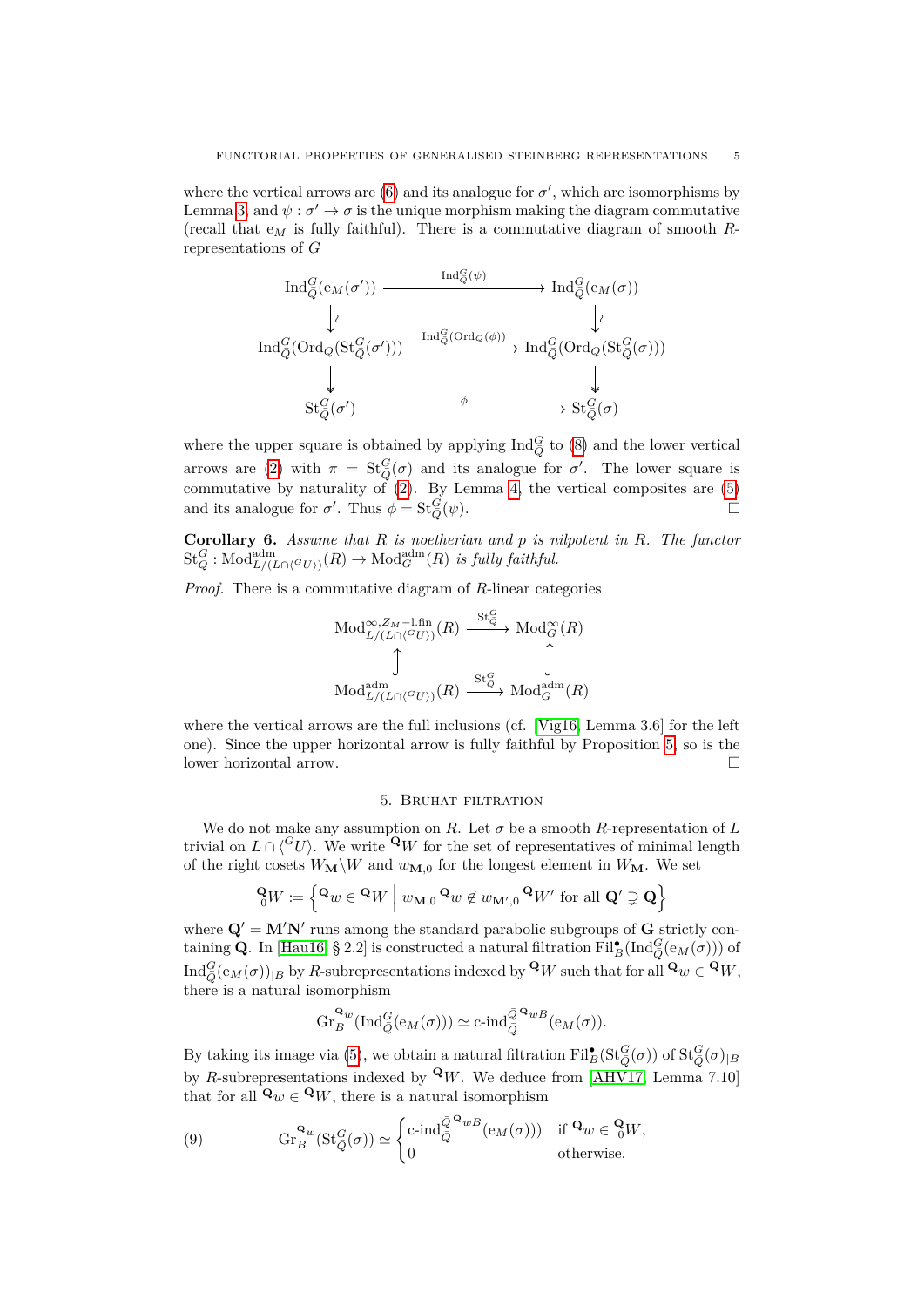where the vertical arrows are (6) and its analogue for $\sigma'$, which are isomorphisms by Lemma 3, and $\psi : \sigma' \to \sigma$ is the unique morphism making the diagram commutative (recall that $\mathrm{e}_M$ is fully faithful). There is a commutative diagram of smooth $R$-representations of $G$

$$\begin{array}{ccc}
\mathrm{Ind}_{\bar{Q}}^G(\mathrm{e}_M(\sigma')) & \xrightarrow{\mathrm{Ind}_{\bar{Q}}^G(\psi)} & \mathrm{Ind}_{\bar{Q}}^G(\mathrm{e}_M(\sigma)) \\
\downarrow \wr & & \downarrow \wr \\
\mathrm{Ind}_{\bar{Q}}^G(\mathrm{Ord}_Q(\mathrm{St}_Q^G(\sigma'))) & \xrightarrow{\mathrm{Ind}_{\bar{Q}}^G(\mathrm{Ord}_Q(\phi))} & \mathrm{Ind}_{\bar{Q}}^G(\mathrm{Ord}_Q(\mathrm{St}_Q^G(\sigma))) \\
\downarrow & & \downarrow \\
\mathrm{St}_Q^G(\sigma') & \xrightarrow{\phi} & \mathrm{St}_Q^G(\sigma)
\end{array}$$

where the upper square is obtained by applying $\mathrm{Ind}_{\bar{Q}}^G$ to (8) and the lower vertical arrows are (2) with $\pi = \mathrm{St}_Q^G(\sigma)$ and its analogue for $\sigma'$. The lower square is commutative by naturality of (2). By Lemma 4, the vertical composites are (5) and its analogue for $\sigma'$. Thus $\phi = \mathrm{St}_Q^G(\psi)$. $\square$

**Corollary 6.** *Assume that $R$ is noetherian and $p$ is nilpotent in $R$. The functor $\mathrm{St}_Q^G : \mathrm{Mod}_{L/(L\cap\langle^G U\rangle)}^{\mathrm{adm}}(R) \to \mathrm{Mod}_G^{\mathrm{adm}}(R)$ is fully faithful.*

*Proof.* There is a commutative diagram of $R$-linear categories

$$\begin{array}{ccc}
\mathrm{Mod}_{L/(L\cap\langle^G U\rangle)}^{\infty,Z_M-\mathrm{l.fin}}(R) & \xrightarrow{\mathrm{St}_Q^G} & \mathrm{Mod}_G^{\infty}(R) \\
\uparrow & & \uparrow \\
\mathrm{Mod}_{L/(L\cap\langle^G U\rangle)}^{\mathrm{adm}}(R) & \xrightarrow{\mathrm{St}_Q^G} & \mathrm{Mod}_G^{\mathrm{adm}}(R)
\end{array}$$

where the vertical arrows are the full inclusions (cf. [Vig16, Lemma 3.6] for the left one). Since the upper horizontal arrow is fully faithful by Proposition 5, so is the lower horizontal arrow. $\square$

## 5. Bruhat filtration

We do not make any assumption on $R$. Let $\sigma$ be a smooth $R$-representation of $L$ trivial on $L \cap \langle^G U\rangle$. We write ${}^{\mathbf{Q}}W$ for the set of representatives of minimal length of the right cosets $W_{\mathbf{M}}\backslash W$ and $w_{\mathbf{M},0}$ for the longest element in $W_{\mathbf{M}}$. We set

$${}^{\mathbf{Q}}_0W \coloneqq \left\{ {}^{\mathbf{Q}}w \in {}^{\mathbf{Q}}W \;\middle|\; w_{\mathbf{M},0}\,{}^{\mathbf{Q}}w \notin w_{\mathbf{M}',0}\,{}^{\mathbf{Q}}W' \text{ for all } \mathbf{Q}' \supsetneq \mathbf{Q} \right\}$$

where $\mathbf{Q}' = \mathbf{M}'\mathbf{N}'$ runs among the standard parabolic subgroups of $\mathbf{G}$ strictly containing $\mathbf{Q}$. In [Hau16, § 2.2] is constructed a natural filtration $\mathrm{Fil}_B^\bullet(\mathrm{Ind}_{\bar{Q}}^G(\mathrm{e}_M(\sigma)))$ of $\mathrm{Ind}_{\bar{Q}}^G(\mathrm{e}_M(\sigma))_{|B}$ by $R$-subrepresentations indexed by ${}^{\mathbf{Q}}W$ such that for all ${}^{\mathbf{Q}}w \in {}^{\mathbf{Q}}W$, there is a natural isomorphism

$$\mathrm{Gr}_B^{{}^{\mathbf{Q}}w}(\mathrm{Ind}_{\bar{Q}}^G(\mathrm{e}_M(\sigma))) \simeq \text{c-ind}_{\bar{Q}}^{\bar{Q}\,{}^{\mathbf{Q}}wB}(\mathrm{e}_M(\sigma)).$$

By taking its image via (5), we obtain a natural filtration $\mathrm{Fil}_B^\bullet(\mathrm{St}_Q^G(\sigma))$ of $\mathrm{St}_Q^G(\sigma)_{|B}$ by $R$-subrepresentations indexed by ${}^{\mathbf{Q}}W$. We deduce from [AHV17, Lemma 7.10] that for all ${}^{\mathbf{Q}}w \in {}^{\mathbf{Q}}W$, there is a natural isomorphism

$$\mathrm{Gr}_B^{{}^{\mathbf{Q}}w}(\mathrm{St}_Q^G(\sigma)) \simeq \begin{cases} \text{c-ind}_{\bar{Q}}^{\bar{Q}\,{}^{\mathbf{Q}}wB}(\mathrm{e}_M(\sigma)) & \text{if } {}^{\mathbf{Q}}w \in {}^{\mathbf{Q}}_0W, \\ 0 & \text{otherwise.} \end{cases} \tag{9}$$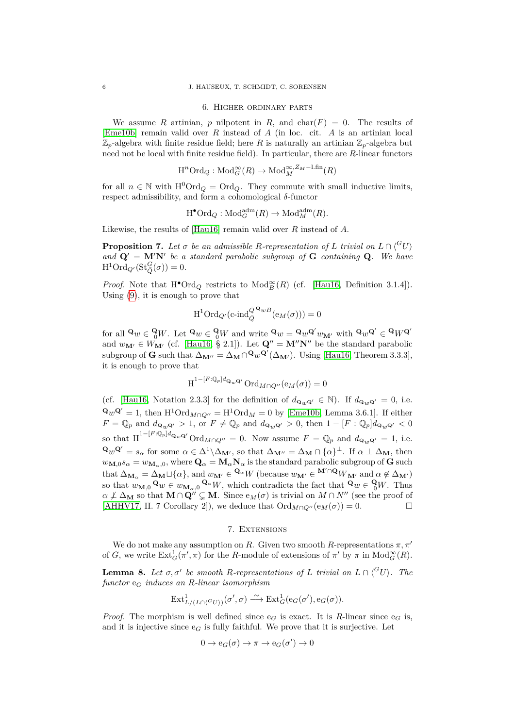## 6. Higher ordinary parts

We assume $R$ artinian, $p$ nilpotent in $R$, and $\mathrm{char}(F) = 0$. The results of [Eme10b] remain valid over $R$ instead of $A$ (in loc. cit. $A$ is an artinian local $\mathbb{Z}_p$-algebra with finite residue field; here $R$ is naturally an artinian $\mathbb{Z}_p$-algebra but need not be local with finite residue field). In particular, there are $R$-linear functors

$$\mathrm{H}^n\mathrm{Ord}_Q : \mathrm{Mod}_G^\infty(R) \to \mathrm{Mod}_M^{\infty, Z_M-\mathrm{l.fin}}(R)$$

for all $n \in \mathbb{N}$ with $\mathrm{H}^0\mathrm{Ord}_Q = \mathrm{Ord}_Q$. They commute with small inductive limits, respect admissibility, and form a cohomological $\delta$-functor

$$\mathrm{H}^\bullet\mathrm{Ord}_Q : \mathrm{Mod}_G^{\mathrm{adm}}(R) \to \mathrm{Mod}_M^{\mathrm{adm}}(R).$$

Likewise, the results of [Hau16] remain valid over $R$ instead of $A$.

**Proposition 7.** *Let $\sigma$ be an admissible $R$-representation of $L$ trivial on $L \cap \langle {}^G U \rangle$ and $\mathbf{Q}' = \mathbf{M}'\mathbf{N}'$ be a standard parabolic subgroup of $\mathbf{G}$ containing $\mathbf{Q}$. We have $\mathrm{H}^1\mathrm{Ord}_{Q'}(\mathrm{St}_Q^G(\sigma)) = 0$.*

*Proof.* Note that $\mathrm{H}^\bullet\mathrm{Ord}_Q$ restricts to $\mathrm{Mod}_B^\infty(R)$ (cf. [Hau16, Definition 3.1.4]). Using (9), it is enough to prove that

$$\mathrm{H}^1\mathrm{Ord}_{Q'}(\text{c-ind}_{\bar{Q}}^{\bar{Q}\,{}^{\mathbf{Q}}wB}(\mathrm{e}_M(\sigma))) = 0$$

for all ${}^{\mathbf{Q}}w \in {}^{\mathbf{Q}}_0W$. Let ${}^{\mathbf{Q}}w \in {}^{\mathbf{Q}}_0W$ and write ${}^{\mathbf{Q}}w = {}^{\mathbf{Q}}w^{\mathbf{Q}'}w_{\mathbf{M}'}$ with ${}^{\mathbf{Q}}w^{\mathbf{Q}'} \in {}^{\mathbf{Q}}W^{\mathbf{Q}'}$ and $w_{\mathbf{M}'} \in W_{\mathbf{M}'}$ (cf. [Hau16, § 2.1]). Let $\mathbf{Q}'' = \mathbf{M}''\mathbf{N}''$ be the standard parabolic subgroup of $\mathbf{G}$ such that $\Delta_{\mathbf{M}''} = \Delta_{\mathbf{M}} \cap {}^{\mathbf{Q}}w^{\mathbf{Q}'}(\Delta_{\mathbf{M}'})$. Using [Hau16, Theorem 3.3.3], it is enough to prove that

$$\mathrm{H}^{1-[F:\mathbb{Q}_p]d_{{}^{\mathbf{Q}}w^{\mathbf{Q}'}}}\mathrm{Ord}_{M\cap Q''}(\mathrm{e}_M(\sigma)) = 0$$

(cf. [Hau16, Notation 2.3.3] for the definition of $d_{{}^{\mathbf{Q}}w^{\mathbf{Q}'}} \in \mathbb{N}$). If $d_{{}^{\mathbf{Q}}w^{\mathbf{Q}'}} = 0$, i.e. ${}^{\mathbf{Q}}w^{\mathbf{Q}'} = 1$, then $\mathrm{H}^1\mathrm{Ord}_{M\cap Q''} = \mathrm{H}^1\mathrm{Ord}_M = 0$ by [Eme10b, Lemma 3.6.1]. If either $F = \mathbb{Q}_p$ and $d_{{}^{\mathbf{Q}}w^{\mathbf{Q}'}} > 1$, or $F \neq \mathbb{Q}_p$ and $d_{{}^{\mathbf{Q}}w^{\mathbf{Q}'}} > 0$, then $1 - [F:\mathbb{Q}_p]d_{{}^{\mathbf{Q}}w^{\mathbf{Q}'}} < 0$ so that $\mathrm{H}^{1-[F:\mathbb{Q}_p]d_{{}^{\mathbf{Q}}w^{\mathbf{Q}'}}}\mathrm{Ord}_{M\cap Q''} = 0$. Now assume $F = \mathbb{Q}_p$ and $d_{{}^{\mathbf{Q}}w^{\mathbf{Q}'}} = 1$, i.e. ${}^{\mathbf{Q}}w^{\mathbf{Q}'} = s_\alpha$ for some $\alpha \in \Delta^1 \backslash \Delta_{\mathbf{M}'}$, so that $\Delta_{\mathbf{M}''} = \Delta_{\mathbf{M}} \cap \{\alpha\}^\perp$. If $\alpha \perp \Delta_{\mathbf{M}}$, then $w_{\mathbf{M},0}s_\alpha = w_{\mathbf{M}_\alpha,0}$, where $\mathbf{Q}_\alpha = \mathbf{M}_\alpha\mathbf{N}_\alpha$ is the standard parabolic subgroup of $\mathbf{G}$ such that $\Delta_{\mathbf{M}_\alpha} = \Delta_{\mathbf{M}} \sqcup \{\alpha\}$, and $w_{\mathbf{M}'} \in {}^{\mathbf{Q}_\alpha}W$ (because $w_{\mathbf{M}'} \in {}^{\mathbf{M}'\cap\mathbf{Q}}W_{\mathbf{M}'}$ and $\alpha \notin \Delta_{\mathbf{M}'}$) so that $w_{\mathbf{M},0}\,{}^{\mathbf{Q}}w \in w_{\mathbf{M}_\alpha,0}\,{}^{\mathbf{Q}_\alpha}W$, which contradicts the fact that ${}^{\mathbf{Q}}w \in {}^{\mathbf{Q}}_0W$. Thus $\alpha \not\perp \Delta_{\mathbf{M}}$ so that $\mathbf{M} \cap \mathbf{Q}'' \subsetneq \mathbf{M}$. Since $\mathrm{e}_M(\sigma)$ is trivial on $M \cap N''$ (see the proof of [AHHV17, II. 7 Corollary 2]), we deduce that $\mathrm{Ord}_{M\cap Q''}(\mathrm{e}_M(\sigma)) = 0$. $\square$

## 7. Extensions

We do not make any assumption on $R$. Given two smooth $R$-representations $\pi, \pi'$ of $G$, we write $\mathrm{Ext}_G^1(\pi', \pi)$ for the $R$-module of extensions of $\pi'$ by $\pi$ in $\mathrm{Mod}_G^\infty(R)$.

**Lemma 8.** *Let $\sigma, \sigma'$ be smooth $R$-representations of $L$ trivial on $L \cap \langle {}^G U \rangle$. The functor $\mathrm{e}_G$ induces an $R$-linear isomorphism*

$$\mathrm{Ext}^1_{L/(L\cap\langle {}^G U\rangle)}(\sigma', \sigma) \xrightarrow{\sim} \mathrm{Ext}_G^1(\mathrm{e}_G(\sigma'), \mathrm{e}_G(\sigma)).$$

*Proof.* The morphism is well defined since $\mathrm{e}_G$ is exact. It is $R$-linear since $\mathrm{e}_G$ is, and it is injective since $\mathrm{e}_G$ is fully faithful. We prove that it is surjective. Let

$$0 \to \mathrm{e}_G(\sigma) \to \pi \to \mathrm{e}_G(\sigma') \to 0$$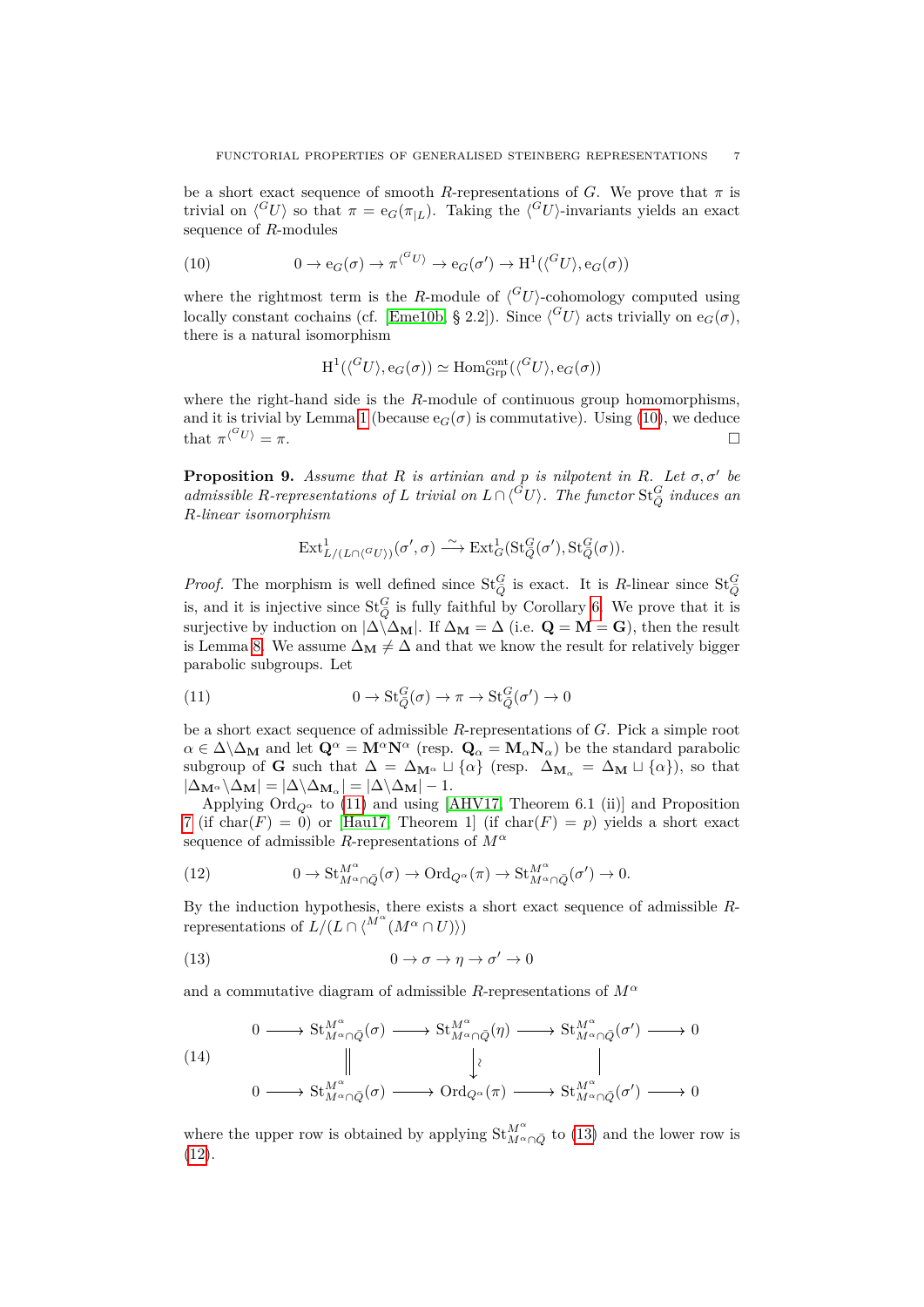be a short exact sequence of smooth $R$-representations of $G$. We prove that $\pi$ is trivial on $\langle {}^G U\rangle$ so that $\pi = \mathrm{e}_G(\pi_{|L})$. Taking the $\langle {}^G U\rangle$-invariants yields an exact sequence of $R$-modules

$$0 \to \mathrm{e}_G(\sigma) \to \pi^{\langle {}^G U\rangle} \to \mathrm{e}_G(\sigma') \to \mathrm{H}^1(\langle {}^G U\rangle, \mathrm{e}_G(\sigma)) \tag{10}$$

where the rightmost term is the $R$-module of $\langle {}^G U\rangle$-cohomology computed using locally constant cochains (cf. [Eme10b, § 2.2]). Since $\langle {}^G U\rangle$ acts trivially on $\mathrm{e}_G(\sigma)$, there is a natural isomorphism

$$\mathrm{H}^1(\langle {}^G U\rangle, \mathrm{e}_G(\sigma)) \simeq \mathrm{Hom}^{\mathrm{cont}}_{\mathrm{Grp}}(\langle {}^G U\rangle, \mathrm{e}_G(\sigma))$$

where the right-hand side is the $R$-module of continuous group homomorphisms, and it is trivial by Lemma 1 (because $\mathrm{e}_G(\sigma)$ is commutative). Using (10), we deduce that $\pi^{\langle {}^G U\rangle} = \pi$. ☐

**Proposition 9.** *Assume that $R$ is artinian and $p$ is nilpotent in $R$. Let $\sigma, \sigma'$ be admissible $R$-representations of $L$ trivial on $L \cap \langle {}^G U\rangle$. The functor $\mathrm{St}^G_{\bar{Q}}$ induces an $R$-linear isomorphism*

$$\mathrm{Ext}^1_{L/(L\cap\langle {}^G U\rangle)}(\sigma', \sigma) \xrightarrow{\sim} \mathrm{Ext}^1_G(\mathrm{St}^G_{\bar{Q}}(\sigma'), \mathrm{St}^G_{\bar{Q}}(\sigma)).$$

*Proof.* The morphism is well defined since $\mathrm{St}^G_{\bar{Q}}$ is exact. It is $R$-linear since $\mathrm{St}^G_{\bar{Q}}$ is, and it is injective since $\mathrm{St}^G_{\bar{Q}}$ is fully faithful by Corollary 6. We prove that it is surjective by induction on $|\Delta \backslash \Delta_{\mathbf{M}}|$. If $\Delta_{\mathbf{M}} = \Delta$ (i.e. $\mathbf{Q} = \mathbf{M} = \mathbf{G}$), then the result is Lemma 8. We assume $\Delta_{\mathbf{M}} \neq \Delta$ and that we know the result for relatively bigger parabolic subgroups. Let

$$0 \to \mathrm{St}^G_{\bar{Q}}(\sigma) \to \pi \to \mathrm{St}^G_{\bar{Q}}(\sigma') \to 0 \tag{11}$$

be a short exact sequence of admissible $R$-representations of $G$. Pick a simple root $\alpha \in \Delta \backslash \Delta_{\mathbf{M}}$ and let $\mathbf{Q}^\alpha = \mathbf{M}^\alpha \mathbf{N}^\alpha$ (resp. $\mathbf{Q}_\alpha = \mathbf{M}_\alpha \mathbf{N}_\alpha$) be the standard parabolic subgroup of $\mathbf{G}$ such that $\Delta = \Delta_{\mathbf{M}^\alpha} \sqcup \{\alpha\}$ (resp. $\Delta_{\mathbf{M}_\alpha} = \Delta_{\mathbf{M}} \sqcup \{\alpha\}$), so that $|\Delta_{\mathbf{M}^\alpha} \backslash \Delta_{\mathbf{M}}| = |\Delta \backslash \Delta_{\mathbf{M}_\alpha}| = |\Delta \backslash \Delta_{\mathbf{M}}| - 1$.

Applying $\mathrm{Ord}_{Q^\alpha}$ to (11) and using [AHV17, Theorem 6.1 (ii)] and Proposition 7 (if $\mathrm{char}(F) = 0$) or [Hau17, Theorem 1] (if $\mathrm{char}(F) = p$) yields a short exact sequence of admissible $R$-representations of $M^\alpha$

$$0 \to \mathrm{St}^{M^\alpha}_{M^\alpha \cap \bar{Q}}(\sigma) \to \mathrm{Ord}_{Q^\alpha}(\pi) \to \mathrm{St}^{M^\alpha}_{M^\alpha \cap \bar{Q}}(\sigma') \to 0. \tag{12}$$

By the induction hypothesis, there exists a short exact sequence of admissible $R$-representations of $L/(L \cap \langle {}^{M^\alpha}(M^\alpha \cap U)\rangle)$

$$0 \to \sigma \to \eta \to \sigma' \to 0 \tag{13}$$

and a commutative diagram of admissible $R$-representations of $M^\alpha$

$$\begin{array}{ccccccccc} 0 & \longrightarrow & \mathrm{St}^{M^\alpha}_{M^\alpha\cap\bar{Q}}(\sigma) & \longrightarrow & \mathrm{St}^{M^\alpha}_{M^\alpha\cap\bar{Q}}(\eta) & \longrightarrow & \mathrm{St}^{M^\alpha}_{M^\alpha\cap\bar{Q}}(\sigma') & \longrightarrow & 0 \\ & & \| & & \downarrow\wr & & | & & \\ 0 & \longrightarrow & \mathrm{St}^{M^\alpha}_{M^\alpha\cap\bar{Q}}(\sigma) & \longrightarrow & \mathrm{Ord}_{Q^\alpha}(\pi) & \longrightarrow & \mathrm{St}^{M^\alpha}_{M^\alpha\cap\bar{Q}}(\sigma') & \longrightarrow & 0 \end{array} \tag{14}$$

where the upper row is obtained by applying $\mathrm{St}^{M^\alpha}_{M^\alpha\cap\bar{Q}}$ to (13) and the lower row is (12).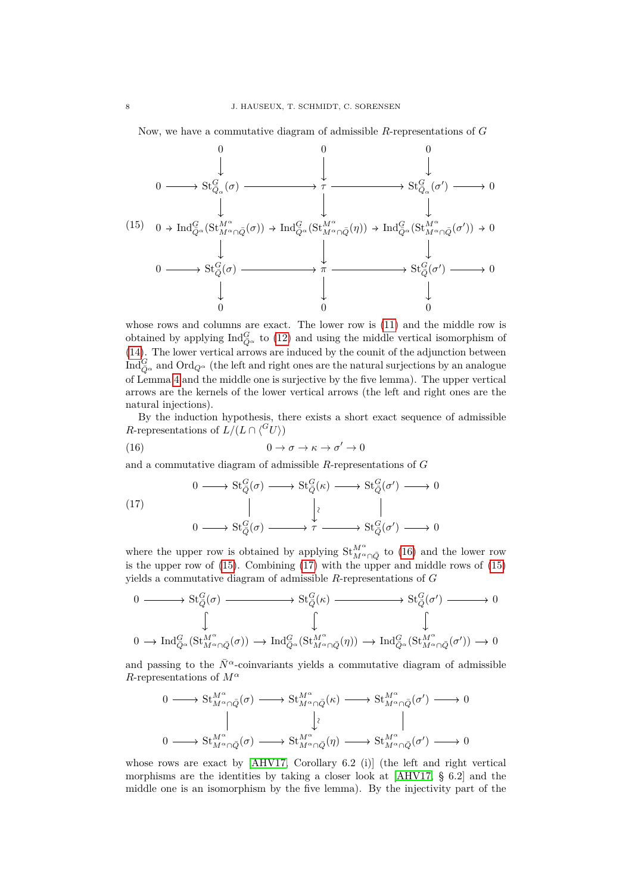Now, we have a commutative diagram of admissible $R$-representations of $G$

$$
\begin{array}{ccccccccc}
 & & 0 & & 0 & & 0 & & \\
 & & \downarrow & & \downarrow & & \downarrow & & \\
0 & \to & \mathrm{St}^G_{\bar{Q}_\alpha}(\sigma) & \to & \tau & \to & \mathrm{St}^G_{\bar{Q}_\alpha}(\sigma') & \to & 0 \\
 & & \downarrow & & \downarrow & & \downarrow & & \\
0 & \to & \mathrm{Ind}^G_{\bar{Q}^\alpha}(\mathrm{St}^{M^\alpha}_{M^\alpha \cap \bar{Q}}(\sigma)) & \to & \mathrm{Ind}^G_{\bar{Q}^\alpha}(\mathrm{St}^{M^\alpha}_{M^\alpha \cap \bar{Q}}(\eta)) & \to & \mathrm{Ind}^G_{\bar{Q}^\alpha}(\mathrm{St}^{M^\alpha}_{M^\alpha \cap \bar{Q}}(\sigma')) & \to & 0 \\
 & & \downarrow & & \downarrow & & \downarrow & & \\
0 & \to & \mathrm{St}^G_{\bar{Q}}(\sigma) & \to & \pi & \to & \mathrm{St}^G_{\bar{Q}}(\sigma') & \to & 0 \\
 & & \downarrow & & \downarrow & & \downarrow & & \\
 & & 0 & & 0 & & 0 & &
\end{array}
\tag{15}
$$

whose rows and columns are exact. The lower row is (11) and the middle row is obtained by applying $\mathrm{Ind}^G_{\bar{Q}^\alpha}$ to (12) and using the middle vertical isomorphism of (14). The lower vertical arrows are induced by the counit of the adjunction between $\mathrm{Ind}^G_{\bar{Q}^\alpha}$ and $\mathrm{Ord}_{Q^\alpha}$ (the left and right ones are the natural surjections by an analogue of Lemma 4 and the middle one is surjective by the five lemma). The upper vertical arrows are the kernels of the lower vertical arrows (the left and right ones are the natural injections).

By the induction hypothesis, there exists a short exact sequence of admissible $R$-representations of $L/(L \cap \langle {}^G U \rangle)$

$$
0 \to \sigma \to \kappa \to \sigma' \to 0 \tag{16}
$$

and a commutative diagram of admissible $R$-representations of $G$

$$
\begin{array}{ccccccccc}
0 & \to & \mathrm{St}^G_{\bar{Q}}(\sigma) & \to & \mathrm{St}^G_{\bar{Q}}(\kappa) & \to & \mathrm{St}^G_{\bar{Q}}(\sigma') & \to & 0 \\
 & & \| & & \downarrow \wr & & \| & & \\
0 & \to & \mathrm{St}^G_{\bar{Q}}(\sigma) & \to & \tau & \to & \mathrm{St}^G_{\bar{Q}}(\sigma') & \to & 0
\end{array}
\tag{17}
$$

where the upper row is obtained by applying $\mathrm{St}^{M^\alpha}_{M^\alpha \cap \bar{Q}}$ to (16) and the lower row is the upper row of (15). Combining (17) with the upper and middle rows of (15) yields a commutative diagram of admissible $R$-representations of $G$

$$
\begin{array}{ccccccccc}
0 & \to & \mathrm{St}^G_{\bar{Q}}(\sigma) & \to & \mathrm{St}^G_{\bar{Q}}(\kappa) & \to & \mathrm{St}^G_{\bar{Q}}(\sigma') & \to & 0 \\
 & & \hookdownarrow & & \hookdownarrow & & \hookdownarrow & & \\
0 & \to & \mathrm{Ind}^G_{\bar{Q}^\alpha}(\mathrm{St}^{M^\alpha}_{M^\alpha \cap \bar{Q}}(\sigma)) & \to & \mathrm{Ind}^G_{\bar{Q}^\alpha}(\mathrm{St}^{M^\alpha}_{M^\alpha \cap \bar{Q}}(\eta)) & \to & \mathrm{Ind}^G_{\bar{Q}^\alpha}(\mathrm{St}^{M^\alpha}_{M^\alpha \cap \bar{Q}}(\sigma')) & \to & 0
\end{array}
$$

and passing to the $\bar{N}^\alpha$-coinvariants yields a commutative diagram of admissible $R$-representations of $M^\alpha$

$$
\begin{array}{ccccccccc}
0 & \to & \mathrm{St}^{M^\alpha}_{M^\alpha \cap \bar{Q}}(\sigma) & \to & \mathrm{St}^{M^\alpha}_{M^\alpha \cap \bar{Q}}(\kappa) & \to & \mathrm{St}^{M^\alpha}_{M^\alpha \cap \bar{Q}}(\sigma') & \to & 0 \\
 & & \| & & \downarrow \wr & & \| & & \\
0 & \to & \mathrm{St}^{M^\alpha}_{M^\alpha \cap \bar{Q}}(\sigma) & \to & \mathrm{St}^{M^\alpha}_{M^\alpha \cap \bar{Q}}(\eta) & \to & \mathrm{St}^{M^\alpha}_{M^\alpha \cap \bar{Q}}(\sigma') & \to & 0
\end{array}
$$

whose rows are exact by [AHV17, Corollary 6.2 (i)] (the left and right vertical morphisms are the identities by taking a closer look at [AHV17, § 6.2] and the middle one is an isomorphism by the five lemma). By the injectivity part of the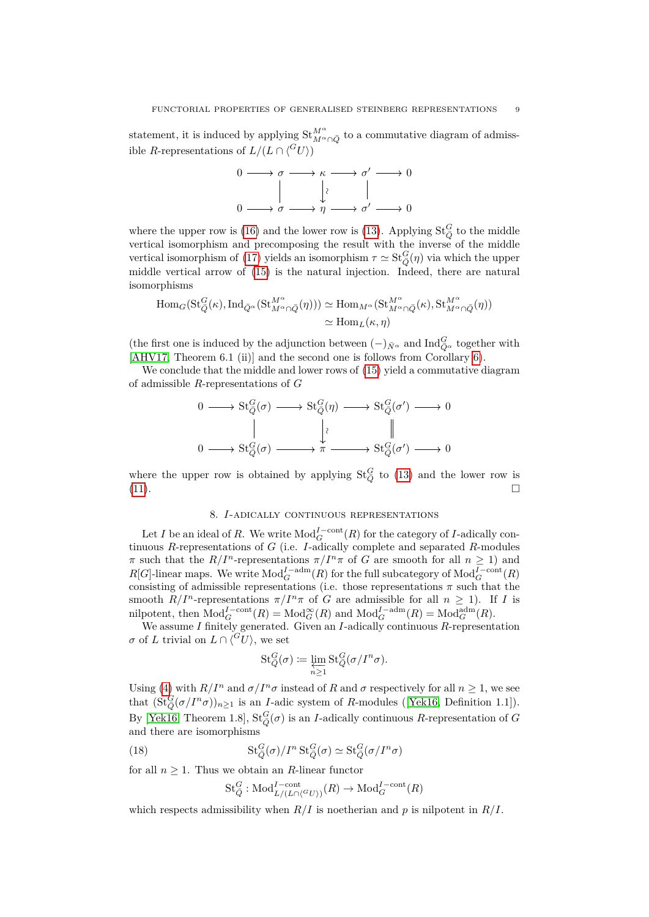statement, it is induced by applying $\mathrm{St}_{M^\alpha \cap \bar{Q}}^{M^\alpha}$ to a commutative diagram of admissible $R$-representations of $L/(L \cap \langle {}^G U \rangle)$

$$
\begin{array}{ccccccccc}
0 & \longrightarrow & \sigma & \longrightarrow & \kappa & \longrightarrow & \sigma' & \longrightarrow & 0 \\
 & & \Big| & & \downarrow\wr & & \Big| & & \\
0 & \longrightarrow & \sigma & \longrightarrow & \eta & \longrightarrow & \sigma' & \longrightarrow & 0
\end{array}
$$

where the upper row is (16) and the lower row is (13). Applying $\mathrm{St}_{\bar{Q}}^G$ to the middle vertical isomorphism and precomposing the result with the inverse of the middle vertical isomorphism of (17) yields an isomorphism $\tau \simeq \mathrm{St}_{\bar{Q}}^G(\eta)$ via which the upper middle vertical arrow of (15) is the natural injection. Indeed, there are natural isomorphisms

$$
\begin{aligned}
\mathrm{Hom}_G(\mathrm{St}_{\bar{Q}}^G(\kappa), \mathrm{Ind}_{\bar{Q}^\alpha}(\mathrm{St}_{M^\alpha \cap \bar{Q}}^{M^\alpha}(\eta))) &\simeq \mathrm{Hom}_{M^\alpha}(\mathrm{St}_{M^\alpha \cap \bar{Q}}^{M^\alpha}(\kappa), \mathrm{St}_{M^\alpha \cap \bar{Q}}^{M^\alpha}(\eta)) \\
&\simeq \mathrm{Hom}_L(\kappa, \eta)
\end{aligned}
$$

(the first one is induced by the adjunction between $(-)_{\bar{N}^\alpha}$ and $\mathrm{Ind}_{\bar{Q}^\alpha}^G$ together with [AHV17, Theorem 6.1 (ii)] and the second one is follows from Corollary 6).

We conclude that the middle and lower rows of (15) yield a commutative diagram of admissible $R$-representations of $G$

$$
\begin{array}{ccccccccc}
0 & \longrightarrow & \mathrm{St}_{\bar{Q}}^G(\sigma) & \longrightarrow & \mathrm{St}_{\bar{Q}}^G(\eta) & \longrightarrow & \mathrm{St}_{\bar{Q}}^G(\sigma') & \longrightarrow & 0 \\
 & & \Big| & & \downarrow\wr & & \Big\| & & \\
0 & \longrightarrow & \mathrm{St}_{\bar{Q}}^G(\sigma) & \longrightarrow & \pi & \longrightarrow & \mathrm{St}_{\bar{Q}}^G(\sigma') & \longrightarrow & 0
\end{array}
$$

where the upper row is obtained by applying $\mathrm{St}_{\bar{Q}}^G$ to (13) and the lower row is (11). ∎

## 8. $I$-adically continuous representations

Let $I$ be an ideal of $R$. We write $\mathrm{Mod}_G^{I-\mathrm{cont}}(R)$ for the category of $I$-adically continuous $R$-representations of $G$ (i.e. $I$-adically complete and separated $R$-modules $\pi$ such that the $R/I^n$-representations $\pi/I^n\pi$ of $G$ are smooth for all $n \geq 1$) and $R[G]$-linear maps. We write $\mathrm{Mod}_G^{I-\mathrm{adm}}(R)$ for the full subcategory of $\mathrm{Mod}_G^{I-\mathrm{cont}}(R)$ consisting of admissible representations (i.e. those representations $\pi$ such that the smooth $R/I^n$-representations $\pi/I^n\pi$ of $G$ are admissible for all $n \geq 1$). If $I$ is nilpotent, then $\mathrm{Mod}_G^{I-\mathrm{cont}}(R) = \mathrm{Mod}_G^\infty(R)$ and $\mathrm{Mod}_G^{I-\mathrm{adm}}(R) = \mathrm{Mod}_G^{\mathrm{adm}}(R)$.

We assume $I$ finitely generated. Given an $I$-adically continuous $R$-representation $\sigma$ of $L$ trivial on $L \cap \langle {}^G U \rangle$, we set

$$
\mathrm{St}_{\bar{Q}}^G(\sigma) \coloneqq \varprojlim_{n \geq 1} \mathrm{St}_{\bar{Q}}^G(\sigma/I^n\sigma).
$$

Using (4) with $R/I^n$ and $\sigma/I^n\sigma$ instead of $R$ and $\sigma$ respectively for all $n \geq 1$, we see that $(\mathrm{St}_{\bar{Q}}^G(\sigma/I^n\sigma))_{n\geq 1}$ is an $I$-adic system of $R$-modules ([Yek16, Definition 1.1]). By [Yek16, Theorem 1.8], $\mathrm{St}_{\bar{Q}}^G(\sigma)$ is an $I$-adically continuous $R$-representation of $G$ and there are isomorphisms

$$
\mathrm{St}_{\bar{Q}}^G(\sigma)/I^n \, \mathrm{St}_{\bar{Q}}^G(\sigma) \simeq \mathrm{St}_{\bar{Q}}^G(\sigma/I^n\sigma) \tag{18}
$$

for all $n \geq 1$. Thus we obtain an $R$-linear functor

$$
\mathrm{St}_{\bar{Q}}^G : \mathrm{Mod}_{L/(L\cap\langle {}^G U\rangle)}^{I-\mathrm{cont}}(R) \to \mathrm{Mod}_G^{I-\mathrm{cont}}(R)
$$

which respects admissibility when $R/I$ is noetherian and $p$ is nilpotent in $R/I$.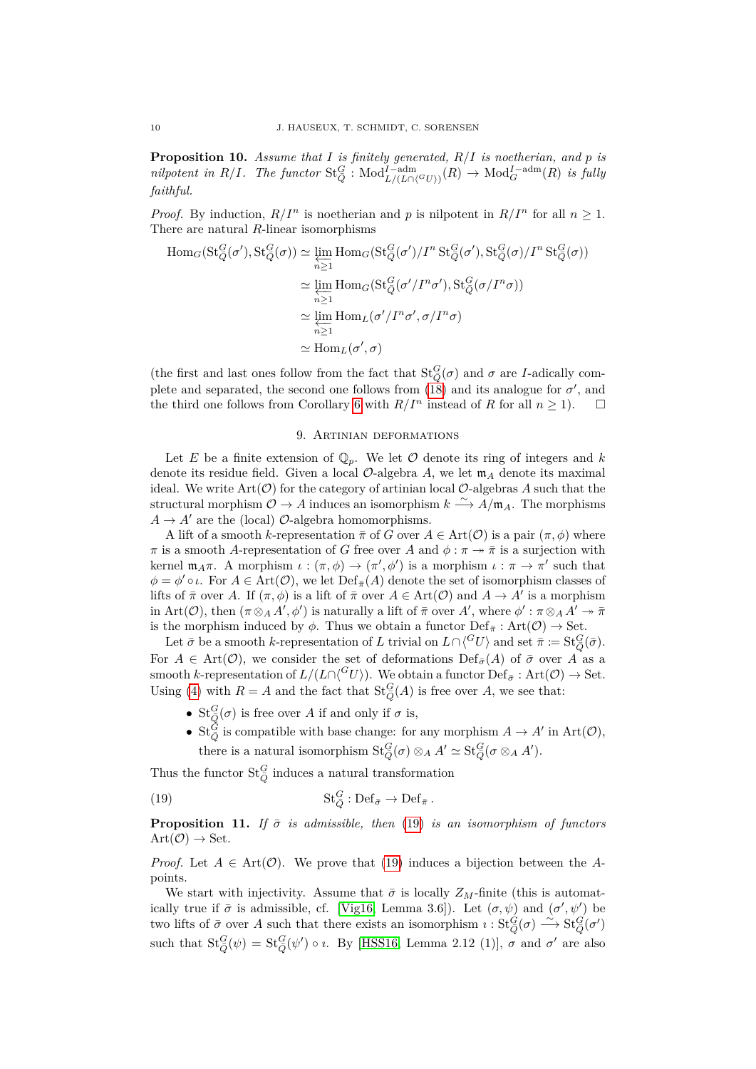**Proposition 10.** *Assume that $I$ is finitely generated, $R/I$ is noetherian, and $p$ is nilpotent in $R/I$. The functor $\mathrm{St}_Q^G : \mathrm{Mod}^{I-\mathrm{adm}}_{L/(L\cap\langle^G U\rangle)}(R) \to \mathrm{Mod}^{I-\mathrm{adm}}_G(R)$ is fully faithful.*

*Proof.* By induction, $R/I^n$ is noetherian and $p$ is nilpotent in $R/I^n$ for all $n \geq 1$. There are natural $R$-linear isomorphisms

$$
\begin{aligned}
\mathrm{Hom}_G(\mathrm{St}_Q^G(\sigma'), \mathrm{St}_Q^G(\sigma)) &\simeq \varprojlim_{n\geq 1} \mathrm{Hom}_G(\mathrm{St}_Q^G(\sigma')/I^n \,\mathrm{St}_Q^G(\sigma'), \mathrm{St}_Q^G(\sigma)/I^n \,\mathrm{St}_Q^G(\sigma)) \\
&\simeq \varprojlim_{n\geq 1} \mathrm{Hom}_G(\mathrm{St}_Q^G(\sigma'/I^n\sigma'), \mathrm{St}_Q^G(\sigma/I^n\sigma)) \\
&\simeq \varprojlim_{n\geq 1} \mathrm{Hom}_L(\sigma'/I^n\sigma', \sigma/I^n\sigma) \\
&\simeq \mathrm{Hom}_L(\sigma', \sigma)
\end{aligned}
$$

(the first and last ones follow from the fact that $\mathrm{St}_Q^G(\sigma)$ and $\sigma$ are $I$-adically complete and separated, the second one follows from (18) and its analogue for $\sigma'$, and the third one follows from Corollary 6 with $R/I^n$ instead of $R$ for all $n \geq 1$). $\square$

## 9. Artinian deformations

Let $E$ be a finite extension of $\mathbb{Q}_p$. We let $\mathcal{O}$ denote its ring of integers and $k$ denote its residue field. Given a local $\mathcal{O}$-algebra $A$, we let $\mathfrak{m}_A$ denote its maximal ideal. We write $\mathrm{Art}(\mathcal{O})$ for the category of artinian local $\mathcal{O}$-algebras $A$ such that the structural morphism $\mathcal{O} \to A$ induces an isomorphism $k \xrightarrow{\sim} A/\mathfrak{m}_A$. The morphisms $A \to A'$ are the (local) $\mathcal{O}$-algebra homomorphisms.

A lift of a smooth $k$-representation $\bar{\pi}$ of $G$ over $A \in \mathrm{Art}(\mathcal{O})$ is a pair $(\pi, \phi)$ where $\pi$ is a smooth $A$-representation of $G$ free over $A$ and $\phi : \pi \twoheadrightarrow \bar{\pi}$ is a surjection with kernel $\mathfrak{m}_A\pi$. A morphism $\iota : (\pi, \phi) \to (\pi', \phi')$ is a morphism $\iota : \pi \to \pi'$ such that $\phi = \phi' \circ \iota$. For $A \in \mathrm{Art}(\mathcal{O})$, we let $\mathrm{Def}_{\bar{\pi}}(A)$ denote the set of isomorphism classes of lifts of $\bar{\pi}$ over $A$. If $(\pi, \phi)$ is a lift of $\bar{\pi}$ over $A \in \mathrm{Art}(\mathcal{O})$ and $A \to A'$ is a morphism in $\mathrm{Art}(\mathcal{O})$, then $(\pi \otimes_A A', \phi')$ is naturally a lift of $\bar{\pi}$ over $A'$, where $\phi' : \pi \otimes_A A' \twoheadrightarrow \bar{\pi}$ is the morphism induced by $\phi$. Thus we obtain a functor $\mathrm{Def}_{\bar{\pi}} : \mathrm{Art}(\mathcal{O}) \to \mathrm{Set}$.

Let $\bar{\sigma}$ be a smooth $k$-representation of $L$ trivial on $L \cap \langle^G U\rangle$ and set $\bar{\pi} := \mathrm{St}_Q^G(\bar{\sigma})$. For $A \in \mathrm{Art}(\mathcal{O})$, we consider the set of deformations $\mathrm{Def}_{\bar{\sigma}}(A)$ of $\bar{\sigma}$ over $A$ as a smooth $k$-representation of $L/(L\cap\langle^G U\rangle)$. We obtain a functor $\mathrm{Def}_{\bar{\sigma}} : \mathrm{Art}(\mathcal{O}) \to \mathrm{Set}$. Using (4) with $R = A$ and the fact that $\mathrm{St}_Q^G(A)$ is free over $A$, we see that:

- $\mathrm{St}_Q^G(\sigma)$ is free over $A$ if and only if $\sigma$ is,
- $\mathrm{St}_Q^G$ is compatible with base change: for any morphism $A \to A'$ in $\mathrm{Art}(\mathcal{O})$, there is a natural isomorphism $\mathrm{St}_Q^G(\sigma) \otimes_A A' \simeq \mathrm{St}_Q^G(\sigma \otimes_A A')$.

Thus the functor $\mathrm{St}_Q^G$ induces a natural transformation

$$
\mathrm{St}_Q^G : \mathrm{Def}_{\bar{\sigma}} \to \mathrm{Def}_{\bar{\pi}}\,. \tag{19}
$$

**Proposition 11.** *If $\bar{\sigma}$ is admissible, then (19) is an isomorphism of functors $\mathrm{Art}(\mathcal{O}) \to \mathrm{Set}$.*

*Proof.* Let $A \in \mathrm{Art}(\mathcal{O})$. We prove that (19) induces a bijection between the $A$-points.

We start with injectivity. Assume that $\bar{\sigma}$ is locally $Z_M$-finite (this is automatically true if $\bar{\sigma}$ is admissible, cf. [Vig16, Lemma 3.6]). Let $(\sigma, \psi)$ and $(\sigma', \psi')$ be two lifts of $\bar{\sigma}$ over $A$ such that there exists an isomorphism $\imath : \mathrm{St}_Q^G(\sigma) \xrightarrow{\sim} \mathrm{St}_Q^G(\sigma')$ such that $\mathrm{St}_Q^G(\psi) = \mathrm{St}_Q^G(\psi') \circ \imath$. By [HSS16, Lemma 2.12 (1)], $\sigma$ and $\sigma'$ are also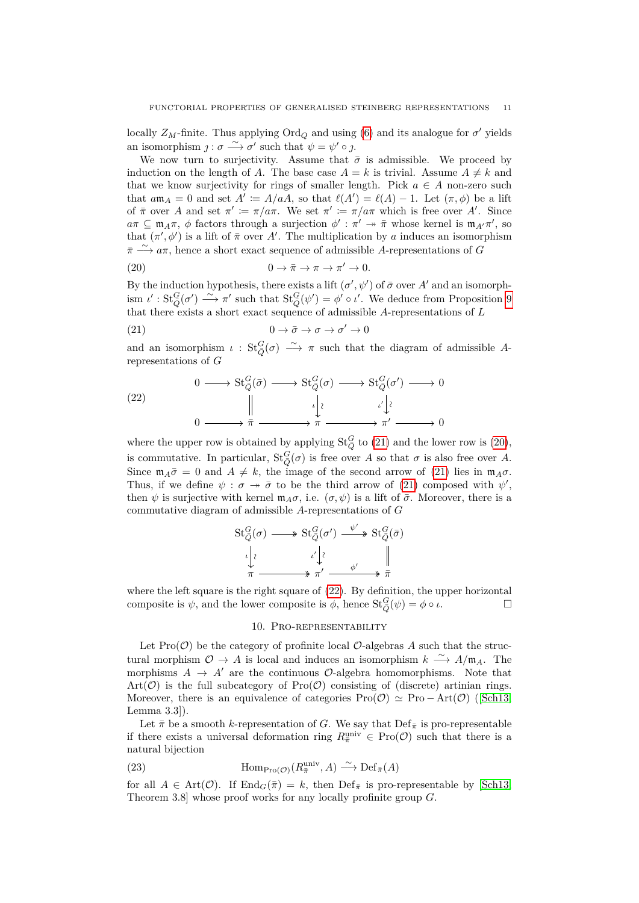locally $Z_M$-finite. Thus applying $\mathrm{Ord}_Q$ and using (6) and its analogue for $\sigma'$ yields an isomorphism $\jmath : \sigma \xrightarrow{\sim} \sigma'$ such that $\psi = \psi' \circ \jmath$.

We now turn to surjectivity. Assume that $\bar{\sigma}$ is admissible. We proceed by induction on the length of $A$. The base case $A = k$ is trivial. Assume $A \neq k$ and that we know surjectivity for rings of smaller length. Pick $a \in A$ non-zero such that $a\mathfrak{m}_A = 0$ and set $A' \coloneqq A/aA$, so that $\ell(A') = \ell(A) - 1$. Let $(\pi, \phi)$ be a lift of $\bar{\pi}$ over $A$ and set $\pi' \coloneqq \pi/a\pi$. We set $\pi' \coloneqq \pi/a\pi$ which is free over $A'$. Since $a\pi \subseteq \mathfrak{m}_A\pi$, $\phi$ factors through a surjection $\phi' : \pi' \twoheadrightarrow \bar{\pi}$ whose kernel is $\mathfrak{m}_{A'}\pi'$, so that $(\pi', \phi')$ is a lift of $\bar{\pi}$ over $A'$. The multiplication by $a$ induces an isomorphism $\bar{\pi} \xrightarrow{\sim} a\pi$, hence a short exact sequence of admissible $A$-representations of $G$

$$0 \to \bar{\pi} \to \pi \to \pi' \to 0. \tag{20}$$

By the induction hypothesis, there exists a lift $(\sigma', \psi')$ of $\bar{\sigma}$ over $A'$ and an isomorphism $\iota' : \mathrm{St}_Q^G(\sigma') \xrightarrow{\sim} \pi'$ such that $\mathrm{St}_Q^G(\psi') = \phi' \circ \iota'$. We deduce from Proposition 9 that there exists a short exact sequence of admissible $A$-representations of $L$

$$0 \to \bar{\sigma} \to \sigma \to \sigma' \to 0 \tag{21}$$

and an isomorphism $\iota : \mathrm{St}_Q^G(\sigma) \xrightarrow{\sim} \pi$ such that the diagram of admissible $A$-representations of $G$

$$\begin{array}{ccccccccc}
0 & \longrightarrow & \mathrm{St}_Q^G(\bar{\sigma}) & \longrightarrow & \mathrm{St}_Q^G(\sigma) & \longrightarrow & \mathrm{St}_Q^G(\sigma') & \longrightarrow & 0 \\
 & & \| & & \iota \downarrow \wr & & \iota' \downarrow \wr & & \\
0 & \longrightarrow & \bar{\pi} & \longrightarrow & \pi & \longrightarrow & \pi' & \longrightarrow & 0
\end{array} \tag{22}$$

where the upper row is obtained by applying $\mathrm{St}_Q^G$ to (21) and the lower row is (20), is commutative. In particular, $\mathrm{St}_Q^G(\sigma)$ is free over $A$ so that $\sigma$ is also free over $A$. Since $\mathfrak{m}_A\bar{\sigma} = 0$ and $A \neq k$, the image of the second arrow of (21) lies in $\mathfrak{m}_A\sigma$. Thus, if we define $\psi : \sigma \twoheadrightarrow \bar{\sigma}$ to be the third arrow of (21) composed with $\psi'$, then $\psi$ is surjective with kernel $\mathfrak{m}_A\sigma$, i.e. $(\sigma, \psi)$ is a lift of $\bar{\sigma}$. Moreover, there is a commutative diagram of admissible $A$-representations of $G$

$$\begin{array}{ccccc}
\mathrm{St}_Q^G(\sigma) & \twoheadrightarrow & \mathrm{St}_Q^G(\sigma') & \xrightarrow{\psi'} & \mathrm{St}_Q^G(\bar{\sigma}) \\
\iota \downarrow \wr & & \iota' \downarrow \wr & & \| \\
\pi & \twoheadrightarrow & \pi' & \xrightarrow{\phi'} & \bar{\pi}
\end{array}$$

where the left square is the right square of (22). By definition, the upper horizontal composite is $\psi$, and the lower composite is $\phi$, hence $\mathrm{St}_Q^G(\psi) = \phi \circ \iota$. □

## 10. Pro-representability

Let $\mathrm{Pro}(\mathcal{O})$ be the category of profinite local $\mathcal{O}$-algebras $A$ such that the structural morphism $\mathcal{O} \to A$ is local and induces an isomorphism $k \xrightarrow{\sim} A/\mathfrak{m}_A$. The morphisms $A \to A'$ are the continuous $\mathcal{O}$-algebra homomorphisms. Note that $\mathrm{Art}(\mathcal{O})$ is the full subcategory of $\mathrm{Pro}(\mathcal{O})$ consisting of (discrete) artinian rings. Moreover, there is an equivalence of categories $\mathrm{Pro}(\mathcal{O}) \simeq \mathrm{Pro}-\mathrm{Art}(\mathcal{O})$ ([Sch13, Lemma 3.3]).

Let $\bar{\pi}$ be a smooth $k$-representation of $G$. We say that $\mathrm{Def}_{\bar{\pi}}$ is pro-representable if there exists a universal deformation ring $R_{\bar{\pi}}^{\mathrm{univ}} \in \mathrm{Pro}(\mathcal{O})$ such that there is a natural bijection

$$\mathrm{Hom}_{\mathrm{Pro}(\mathcal{O})}(R_{\bar{\pi}}^{\mathrm{univ}}, A) \xrightarrow{\sim} \mathrm{Def}_{\bar{\pi}}(A) \tag{23}$$

for all $A \in \mathrm{Art}(\mathcal{O})$. If $\mathrm{End}_G(\bar{\pi}) = k$, then $\mathrm{Def}_{\bar{\pi}}$ is pro-representable by [Sch13, Theorem 3.8] whose proof works for any locally profinite group $G$.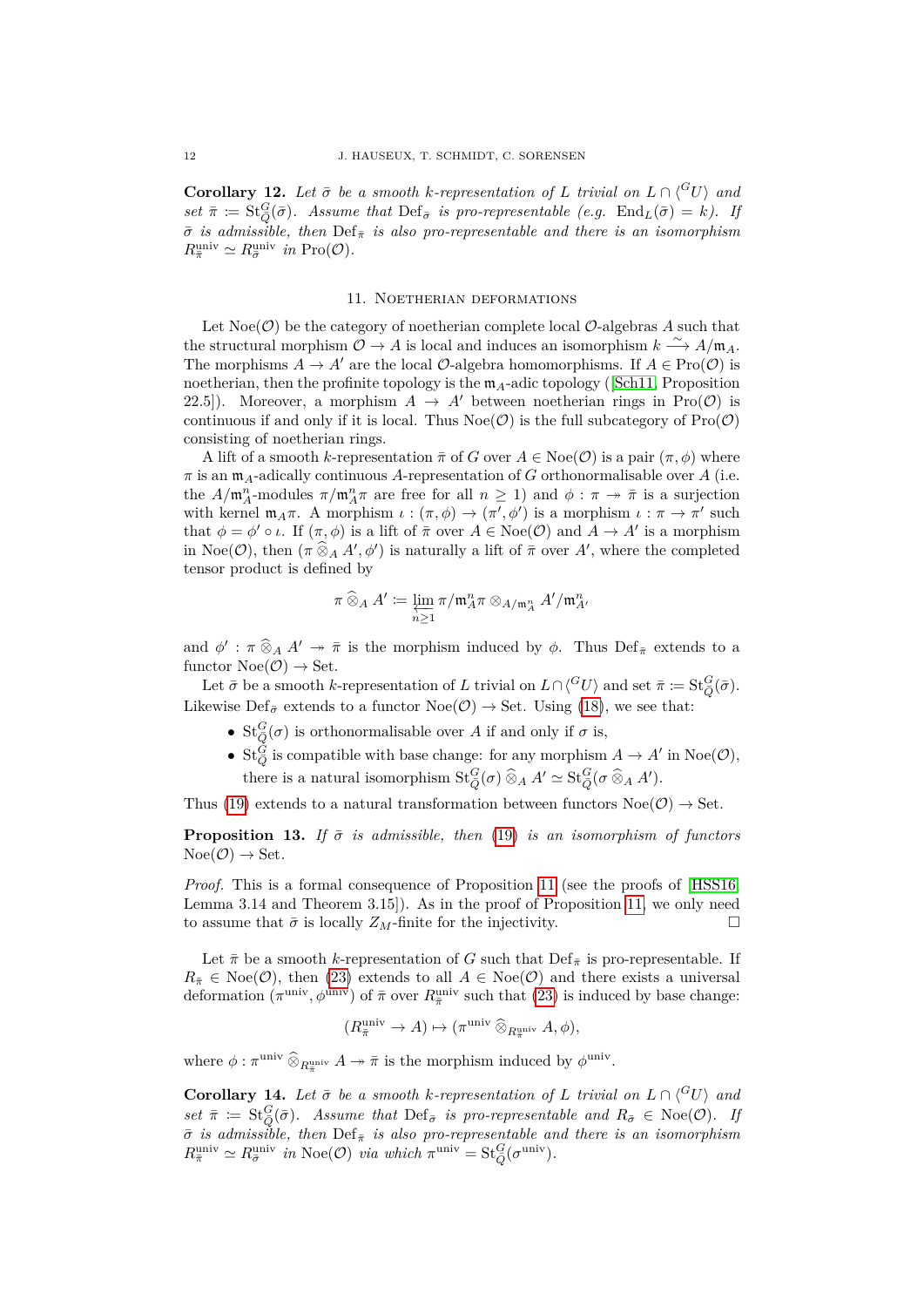**Corollary 12.** *Let $\bar\sigma$ be a smooth $k$-representation of $L$ trivial on $L \cap \langle {}^G U\rangle$ and set $\bar\pi := \mathrm{St}_Q^G(\bar\sigma)$. Assume that $\mathrm{Def}_{\bar\sigma}$ is pro-representable (e.g. $\mathrm{End}_L(\bar\sigma) = k$). If $\bar\sigma$ is admissible, then $\mathrm{Def}_{\bar\pi}$ is also pro-representable and there is an isomorphism $R_{\bar\pi}^{\mathrm{univ}} \simeq R_{\bar\sigma}^{\mathrm{univ}}$ in $\mathrm{Pro}(\mathcal{O})$.*

## 11. Noetherian deformations

Let $\mathrm{Noe}(\mathcal{O})$ be the category of noetherian complete local $\mathcal{O}$-algebras $A$ such that the structural morphism $\mathcal{O} \to A$ is local and induces an isomorphism $k \xrightarrow{\sim} A/\mathfrak{m}_A$. The morphisms $A \to A'$ are the local $\mathcal{O}$-algebra homomorphisms. If $A \in \mathrm{Pro}(\mathcal{O})$ is noetherian, then the profinite topology is the $\mathfrak{m}_A$-adic topology ([Sch11, Proposition 22.5]). Moreover, a morphism $A \to A'$ between noetherian rings in $\mathrm{Pro}(\mathcal{O})$ is continuous if and only if it is local. Thus $\mathrm{Noe}(\mathcal{O})$ is the full subcategory of $\mathrm{Pro}(\mathcal{O})$ consisting of noetherian rings.

A lift of a smooth $k$-representation $\bar\pi$ of $G$ over $A \in \mathrm{Noe}(\mathcal{O})$ is a pair $(\pi, \phi)$ where $\pi$ is an $\mathfrak{m}_A$-adically continuous $A$-representation of $G$ orthonormalisable over $A$ (i.e. the $A/\mathfrak{m}_A^n$-modules $\pi/\mathfrak{m}_A^n\pi$ are free for all $n \geq 1$) and $\phi : \pi \twoheadrightarrow \bar\pi$ is a surjection with kernel $\mathfrak{m}_A\pi$. A morphism $\iota : (\pi, \phi) \to (\pi', \phi')$ is a morphism $\iota : \pi \to \pi'$ such that $\phi = \phi' \circ \iota$. If $(\pi, \phi)$ is a lift of $\bar\pi$ over $A \in \mathrm{Noe}(\mathcal{O})$ and $A \to A'$ is a morphism in $\mathrm{Noe}(\mathcal{O})$, then $(\pi \mathbin{\widehat{\otimes}}_A A', \phi')$ is naturally a lift of $\bar\pi$ over $A'$, where the completed tensor product is defined by

$$\pi \mathbin{\widehat{\otimes}}_A A' := \varprojlim_{n\geq 1} \pi/\mathfrak{m}_A^n\pi \otimes_{A/\mathfrak{m}_A^n} A'/\mathfrak{m}_{A'}^n$$

and $\phi' : \pi \mathbin{\widehat{\otimes}}_A A' \twoheadrightarrow \bar\pi$ is the morphism induced by $\phi$. Thus $\mathrm{Def}_{\bar\pi}$ extends to a functor $\mathrm{Noe}(\mathcal{O}) \to \mathrm{Set}$.

Let $\bar\sigma$ be a smooth $k$-representation of $L$ trivial on $L \cap \langle {}^G U\rangle$ and set $\bar\pi := \mathrm{St}_Q^G(\bar\sigma)$. Likewise $\mathrm{Def}_{\bar\sigma}$ extends to a functor $\mathrm{Noe}(\mathcal{O}) \to \mathrm{Set}$. Using (18), we see that:

- $\mathrm{St}_Q^G(\sigma)$ is orthonormalisable over $A$ if and only if $\sigma$ is,
- $\mathrm{St}_Q^G$ is compatible with base change: for any morphism $A \to A'$ in $\mathrm{Noe}(\mathcal{O})$, there is a natural isomorphism $\mathrm{St}_Q^G(\sigma) \mathbin{\widehat{\otimes}}_A A' \simeq \mathrm{St}_Q^G(\sigma \mathbin{\widehat{\otimes}}_A A')$.

Thus (19) extends to a natural transformation between functors $\mathrm{Noe}(\mathcal{O}) \to \mathrm{Set}$.

**Proposition 13.** *If $\bar\sigma$ is admissible, then (19) is an isomorphism of functors $\mathrm{Noe}(\mathcal{O}) \to \mathrm{Set}$.*

*Proof.* This is a formal consequence of Proposition 11 (see the proofs of [HSS16, Lemma 3.14 and Theorem 3.15]). As in the proof of Proposition 11, we only need to assume that $\bar\sigma$ is locally $Z_M$-finite for the injectivity. $\square$

Let $\bar\pi$ be a smooth $k$-representation of $G$ such that $\mathrm{Def}_{\bar\pi}$ is pro-representable. If $R_{\bar\pi} \in \mathrm{Noe}(\mathcal{O})$, then (23) extends to all $A \in \mathrm{Noe}(\mathcal{O})$ and there exists a universal deformation $(\pi^{\mathrm{univ}}, \phi^{\mathrm{univ}})$ of $\bar\pi$ over $R_{\bar\pi}^{\mathrm{univ}}$ such that (23) is induced by base change:

$$(R_{\bar\pi}^{\mathrm{univ}} \to A) \mapsto (\pi^{\mathrm{univ}} \mathbin{\widehat{\otimes}}_{R_{\bar\pi}^{\mathrm{univ}}} A, \phi),$$

where $\phi : \pi^{\mathrm{univ}} \mathbin{\widehat{\otimes}}_{R_{\bar\pi}^{\mathrm{univ}}} A \twoheadrightarrow \bar\pi$ is the morphism induced by $\phi^{\mathrm{univ}}$.

**Corollary 14.** *Let $\bar\sigma$ be a smooth $k$-representation of $L$ trivial on $L \cap \langle {}^G U\rangle$ and set $\bar\pi := \mathrm{St}_Q^G(\bar\sigma)$. Assume that $\mathrm{Def}_{\bar\sigma}$ is pro-representable and $R_{\bar\sigma} \in \mathrm{Noe}(\mathcal{O})$. If $\bar\sigma$ is admissible, then $\mathrm{Def}_{\bar\pi}$ is also pro-representable and there is an isomorphism $R_{\bar\pi}^{\mathrm{univ}} \simeq R_{\bar\sigma}^{\mathrm{univ}}$ in $\mathrm{Noe}(\mathcal{O})$ via which $\pi^{\mathrm{univ}} = \mathrm{St}_Q^G(\sigma^{\mathrm{univ}})$.*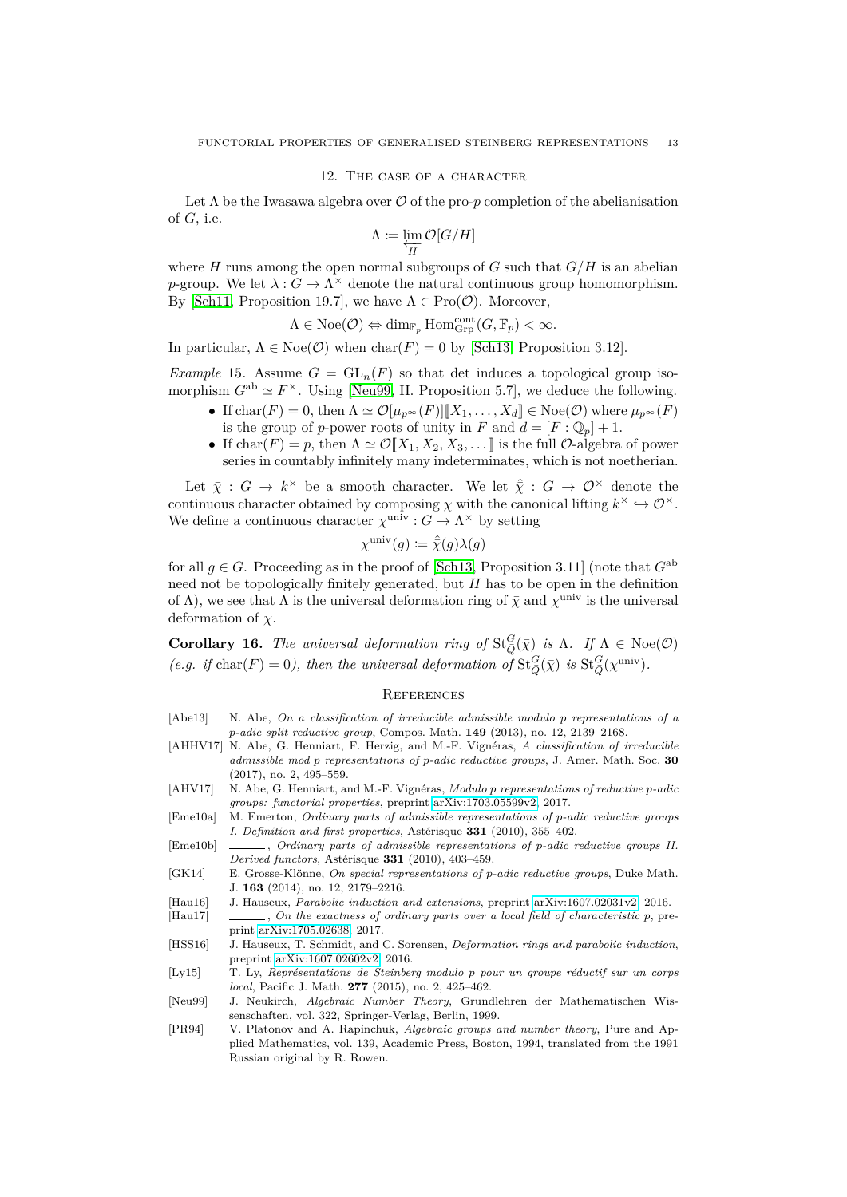## 12. The case of a character

Let $\Lambda$ be the Iwasawa algebra over $\mathcal{O}$ of the pro-$p$ completion of the abelianisation of $G$, i.e.

$$\Lambda \coloneqq \varprojlim_{H} \mathcal{O}[G/H]$$

where $H$ runs among the open normal subgroups of $G$ such that $G/H$ is an abelian $p$-group. We let $\lambda : G \to \Lambda^\times$ denote the natural continuous group homomorphism. By [Sch11, Proposition 19.7], we have $\Lambda \in \mathrm{Pro}(\mathcal{O})$. Moreover,

$$\Lambda \in \mathrm{Noe}(\mathcal{O}) \Leftrightarrow \dim_{\mathbb{F}_p} \mathrm{Hom}^{\mathrm{cont}}_{\mathrm{Grp}}(G, \mathbb{F}_p) < \infty.$$

In particular, $\Lambda \in \mathrm{Noe}(\mathcal{O})$ when $\mathrm{char}(F) = 0$ by [Sch13, Proposition 3.12].

*Example* 15. Assume $G = \mathrm{GL}_n(F)$ so that det induces a topological group isomorphism $G^{\mathrm{ab}} \simeq F^\times$. Using [Neu99, II. Proposition 5.7], we deduce the following.

- If $\mathrm{char}(F) = 0$, then $\Lambda \simeq \mathcal{O}[\mu_{p^\infty}(F)][\![X_1, \dots, X_d]\!] \in \mathrm{Noe}(\mathcal{O})$ where $\mu_{p^\infty}(F)$ is the group of $p$-power roots of unity in $F$ and $d = [F : \mathbb{Q}_p] + 1$.
- If $\mathrm{char}(F) = p$, then $\Lambda \simeq \mathcal{O}[\![X_1, X_2, X_3, \dots]\!]$ is the full $\mathcal{O}$-algebra of power series in countably infinitely many indeterminates, which is not noetherian.

Let $\bar{\chi} : G \to k^\times$ be a smooth character. We let $\hat{\bar{\chi}} : G \to \mathcal{O}^\times$ denote the continuous character obtained by composing $\bar{\chi}$ with the canonical lifting $k^\times \hookrightarrow \mathcal{O}^\times$. We define a continuous character $\chi^{\mathrm{univ}} : G \to \Lambda^\times$ by setting

$$\chi^{\mathrm{univ}}(g) \coloneqq \hat{\bar{\chi}}(g)\lambda(g)$$

for all $g \in G$. Proceeding as in the proof of [Sch13, Proposition 3.11] (note that $G^{\mathrm{ab}}$ need not be topologically finitely generated, but $H$ has to be open in the definition of $\Lambda$), we see that $\Lambda$ is the universal deformation ring of $\bar{\chi}$ and $\chi^{\mathrm{univ}}$ is the universal deformation of $\bar{\chi}$.

**Corollary 16.** *The universal deformation ring of $\mathrm{St}^G_Q(\bar{\chi})$ is $\Lambda$. If $\Lambda \in \mathrm{Noe}(\mathcal{O})$ (e.g. if $\mathrm{char}(F) = 0$), then the universal deformation of $\mathrm{St}^G_Q(\bar{\chi})$ is $\mathrm{St}^G_Q(\chi^{\mathrm{univ}})$.*

## References

- [Abe13] N. Abe, *On a classification of irreducible admissible modulo p representations of a p-adic split reductive group*, Compos. Math. **149** (2013), no. 12, 2139–2168.
- [AHHV17] N. Abe, G. Henniart, F. Herzig, and M.-F. Vignéras, *A classification of irreducible admissible mod p representations of p-adic reductive groups*, J. Amer. Math. Soc. **30** (2017), no. 2, 495–559.
- [AHV17] N. Abe, G. Henniart, and M.-F. Vignéras, *Modulo p representations of reductive p-adic groups: functorial properties*, preprint arXiv:1703.05599v2, 2017.
- [Eme10a] M. Emerton, *Ordinary parts of admissible representations of p-adic reductive groups I. Definition and first properties*, Astérisque **331** (2010), 355–402.
- [Eme10b] ———, *Ordinary parts of admissible representations of p-adic reductive groups II. Derived functors*, Astérisque **331** (2010), 403–459.
- [GK14] E. Grosse-Klönne, *On special representations of p-adic reductive groups*, Duke Math. J. **163** (2014), no. 12, 2179–2216.
- [Hau16] J. Hauseux, *Parabolic induction and extensions*, preprint arXiv:1607.02031v2, 2016.
- [Hau17] ———, *On the exactness of ordinary parts over a local field of characteristic p*, preprint arXiv:1705.02638, 2017.
- [HSS16] J. Hauseux, T. Schmidt, and C. Sorensen, *Deformation rings and parabolic induction*, preprint arXiv:1607.02602v2, 2016.
- [Ly15] T. Ly, *Représentations de Steinberg modulo p pour un groupe réductif sur un corps local*, Pacific J. Math. **277** (2015), no. 2, 425–462.
- [Neu99] J. Neukirch, *Algebraic Number Theory*, Grundlehren der Mathematischen Wissenschaften, vol. 322, Springer-Verlag, Berlin, 1999.
- [PR94] V. Platonov and A. Rapinchuk, *Algebraic groups and number theory*, Pure and Applied Mathematics, vol. 139, Academic Press, Boston, 1994, translated from the 1991 Russian original by R. Rowen.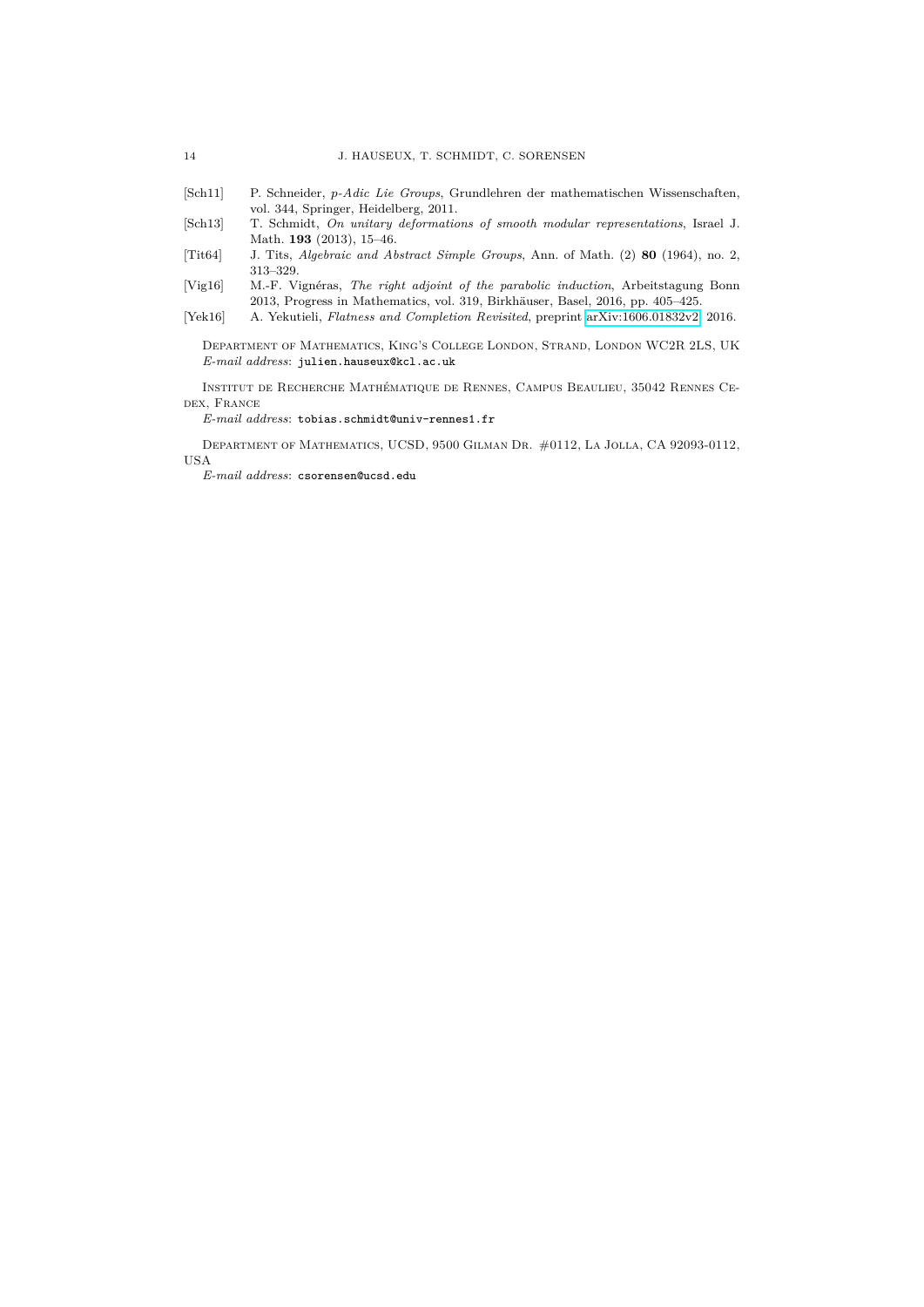[Sch11] P. Schneider, *p-Adic Lie Groups*, Grundlehren der mathematischen Wissenschaften, vol. 344, Springer, Heidelberg, 2011.

[Sch13] T. Schmidt, *On unitary deformations of smooth modular representations*, Israel J. Math. **193** (2013), 15–46.

[Tit64] J. Tits, *Algebraic and Abstract Simple Groups*, Ann. of Math. (2) **80** (1964), no. 2, 313–329.

[Vig16] M.-F. Vignéras, *The right adjoint of the parabolic induction*, Arbeitstagung Bonn 2013, Progress in Mathematics, vol. 319, Birkhäuser, Basel, 2016, pp. 405–425.

[Yek16] A. Yekutieli, *Flatness and Completion Revisited*, preprint arXiv:1606.01832v2, 2016.

Department of Mathematics, King's College London, Strand, London WC2R 2LS, UK
*E-mail address*: `julien.hauseux@kcl.ac.uk`

Institut de Recherche Mathématique de Rennes, Campus Beaulieu, 35042 Rennes Cedex, France
*E-mail address*: `tobias.schmidt@univ-rennes1.fr`

Department of Mathematics, UCSD, 9500 Gilman Dr. #0112, La Jolla, CA 92093-0112, USA
*E-mail address*: `csorensen@ucsd.edu`